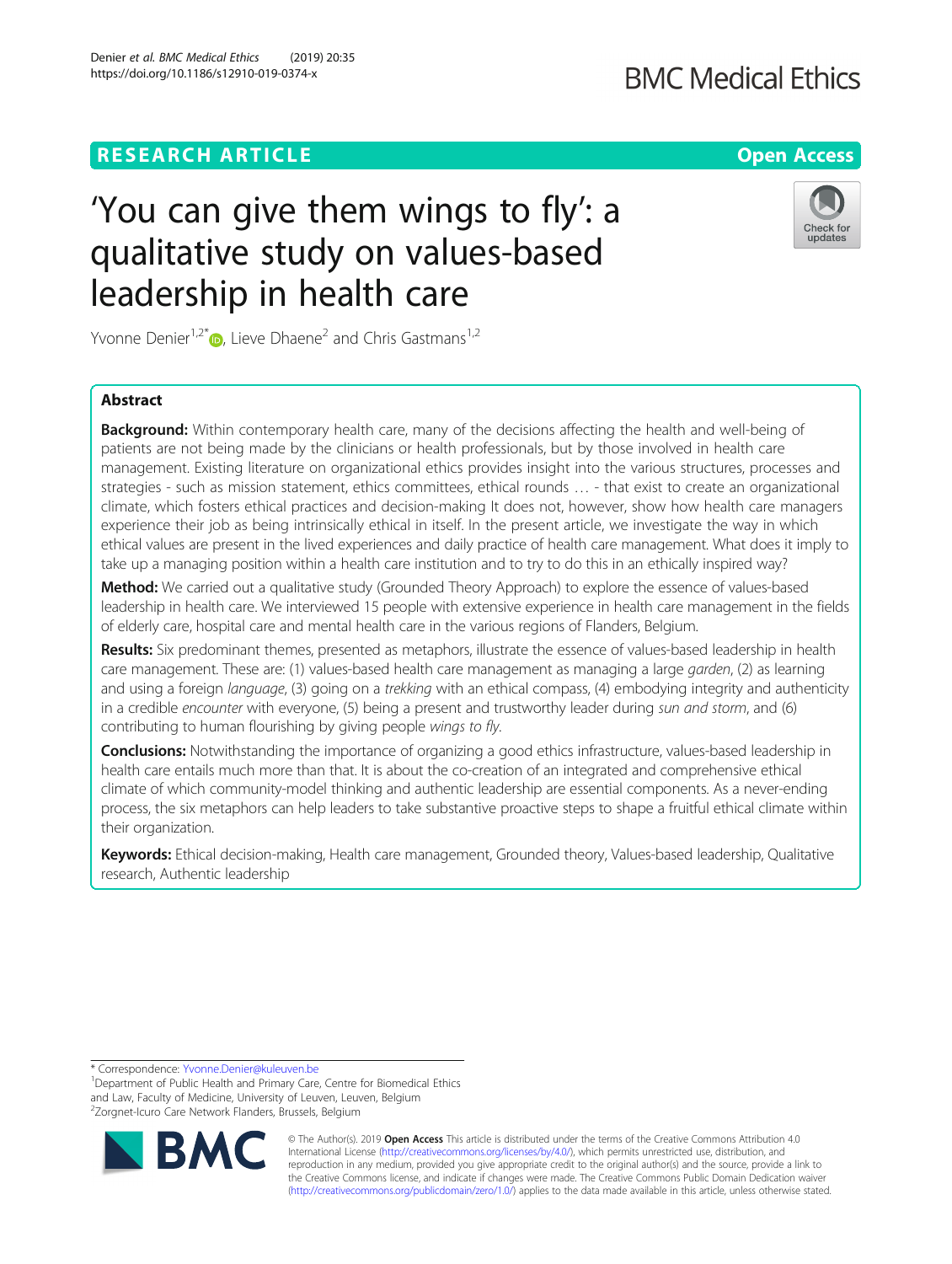RESEARCH ARTICLE

Open Access

# 'You can give them wings to fly': a qualitative study on values-based leadership in health care

Yvonne Denier[1,2*], Lieve Dhaene[2] and Chris Gastmans[1,2]

## Abstract

**Background:** Within contemporary health care, many of the decisions affecting the health and well-being of patients are not being made by the clinicians or health professionals, but by those involved in health care management. Existing literature on organizational ethics provides insight into the various structures, processes and strategies - such as mission statement, ethics committees, ethical rounds … - that exist to create an organizational climate, which fosters ethical practices and decision-making It does not, however, show how health care managers experience their job as being intrinsically ethical in itself. In the present article, we investigate the way in which ethical values are present in the lived experiences and daily practice of health care management. What does it imply to take up a managing position within a health care institution and to try to do this in an ethically inspired way?

**Method:** We carried out a qualitative study (Grounded Theory Approach) to explore the essence of values-based leadership in health care. We interviewed 15 people with extensive experience in health care management in the fields of elderly care, hospital care and mental health care in the various regions of Flanders, Belgium.

**Results:** Six predominant themes, presented as metaphors, illustrate the essence of values-based leadership in health care management. These are: (1) values-based health care management as managing a large *garden*, (2) as learning and using a foreign *language*, (3) going on a *trekking* with an ethical compass, (4) embodying integrity and authenticity in a credible *encounter* with everyone, (5) being a present and trustworthy leader during *sun and storm*, and (6) contributing to human flourishing by giving people *wings to fly*.

**Conclusions:** Notwithstanding the importance of organizing a good ethics infrastructure, values-based leadership in health care entails much more than that. It is about the co-creation of an integrated and comprehensive ethical climate of which community-model thinking and authentic leadership are essential components. As a never-ending process, the six metaphors can help leaders to take substantive proactive steps to shape a fruitful ethical climate within their organization.

**Keywords:** Ethical decision-making, Health care management, Grounded theory, Values-based leadership, Qualitative research, Authentic leadership

---

* Correspondence: Yvonne.Denier@kuleuven.be

[1]Department of Public Health and Primary Care, Centre for Biomedical Ethics and Law, Faculty of Medicine, University of Leuven, Leuven, Belgium

[2]Zorgnet-Icuro Care Network Flanders, Brussels, Belgium

© The Author(s). 2019 **Open Access** This article is distributed under the terms of the Creative Commons Attribution 4.0 International License (http://creativecommons.org/licenses/by/4.0/), which permits unrestricted use, distribution, and reproduction in any medium, provided you give appropriate credit to the original author(s) and the source, provide a link to the Creative Commons license, and indicate if changes were made. The Creative Commons Public Domain Dedication waiver (http://creativecommons.org/publicdomain/zero/1.0/) applies to the data made available in this article, unless otherwise stated.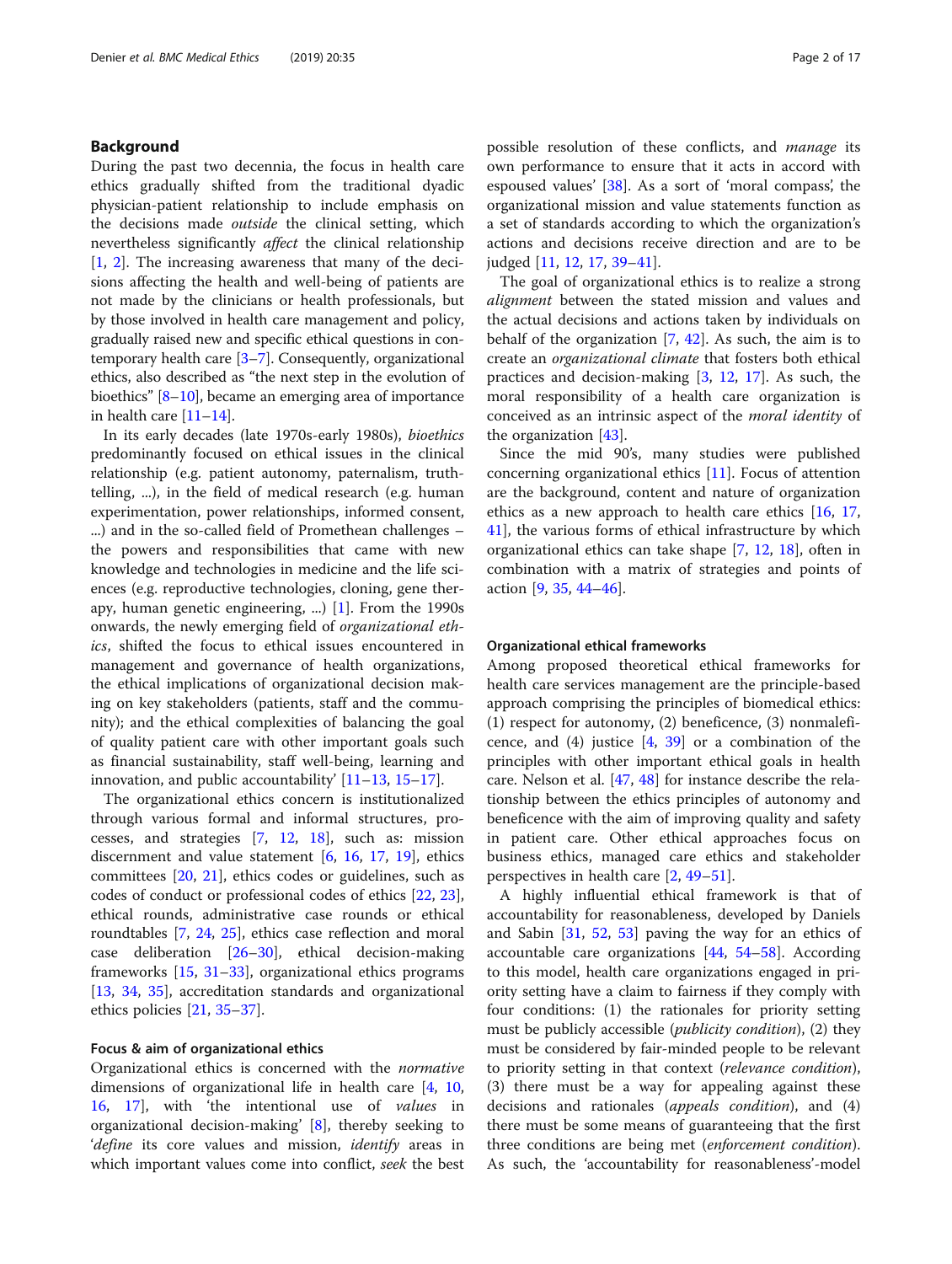## Background

During the past two decennia, the focus in health care ethics gradually shifted from the traditional dyadic physician-patient relationship to include emphasis on the decisions made *outside* the clinical setting, which nevertheless significantly *affect* the clinical relationship [1, 2]. The increasing awareness that many of the decisions affecting the health and well-being of patients are not made by the clinicians or health professionals, but by those involved in health care management and policy, gradually raised new and specific ethical questions in contemporary health care [3–7]. Consequently, organizational ethics, also described as "the next step in the evolution of bioethics" [8–10], became an emerging area of importance in health care [11–14].

In its early decades (late 1970s-early 1980s), *bioethics* predominantly focused on ethical issues in the clinical relationship (e.g. patient autonomy, paternalism, truth-telling, ...), in the field of medical research (e.g. human experimentation, power relationships, informed consent, ...) and in the so-called field of Promethean challenges – the powers and responsibilities that came with new knowledge and technologies in medicine and the life sciences (e.g. reproductive technologies, cloning, gene therapy, human genetic engineering, ...) [1]. From the 1990s onwards, the newly emerging field of *organizational ethics*, shifted the focus to ethical issues encountered in management and governance of health organizations, the ethical implications of organizational decision making on key stakeholders (patients, staff and the community); and the ethical complexities of balancing the goal of quality patient care with other important goals such as financial sustainability, staff well-being, learning and innovation, and public accountability' [11–13, 15–17].

The organizational ethics concern is institutionalized through various formal and informal structures, processes, and strategies [7, 12, 18], such as: mission discernment and value statement [6, 16, 17, 19], ethics committees [20, 21], ethics codes or guidelines, such as codes of conduct or professional codes of ethics [22, 23], ethical rounds, administrative case rounds or ethical roundtables [7, 24, 25], ethics case reflection and moral case deliberation [26–30], ethical decision-making frameworks [15, 31–33], organizational ethics programs [13, 34, 35], accreditation standards and organizational ethics policies [21, 35–37].

### Focus & aim of organizational ethics

Organizational ethics is concerned with the *normative* dimensions of organizational life in health care [4, 10, 16, 17], with 'the intentional use of *values* in organizational decision-making' [8], thereby seeking to '*define* its core values and mission, *identify* areas in which important values come into conflict, *seek* the best possible resolution of these conflicts, and *manage* its own performance to ensure that it acts in accord with espoused values' [38]. As a sort of 'moral compass', the organizational mission and value statements function as a set of standards according to which the organization's actions and decisions receive direction and are to be judged [11, 12, 17, 39–41].

The goal of organizational ethics is to realize a strong *alignment* between the stated mission and values and the actual decisions and actions taken by individuals on behalf of the organization [7, 42]. As such, the aim is to create an *organizational climate* that fosters both ethical practices and decision-making [3, 12, 17]. As such, the moral responsibility of a health care organization is conceived as an intrinsic aspect of the *moral identity* of the organization [43].

Since the mid 90's, many studies were published concerning organizational ethics [11]. Focus of attention are the background, content and nature of organization ethics as a new approach to health care ethics [16, 17, 41], the various forms of ethical infrastructure by which organizational ethics can take shape [7, 12, 18], often in combination with a matrix of strategies and points of action [9, 35, 44–46].

### Organizational ethical frameworks

Among proposed theoretical ethical frameworks for health care services management are the principle-based approach comprising the principles of biomedical ethics: (1) respect for autonomy, (2) beneficence, (3) nonmaleficence, and (4) justice [4, 39] or a combination of the principles with other important ethical goals in health care. Nelson et al. [47, 48] for instance describe the relationship between the ethics principles of autonomy and beneficence with the aim of improving quality and safety in patient care. Other ethical approaches focus on business ethics, managed care ethics and stakeholder perspectives in health care [2, 49–51].

A highly influential ethical framework is that of accountability for reasonableness, developed by Daniels and Sabin [31, 52, 53] paving the way for an ethics of accountable care organizations [44, 54–58]. According to this model, health care organizations engaged in priority setting have a claim to fairness if they comply with four conditions: (1) the rationales for priority setting must be publicly accessible (*publicity condition*), (2) they must be considered by fair-minded people to be relevant to priority setting in that context (*relevance condition*), (3) there must be a way for appealing against these decisions and rationales (*appeals condition*), and (4) there must be some means of guaranteeing that the first three conditions are being met (*enforcement condition*). As such, the 'accountability for reasonableness'-model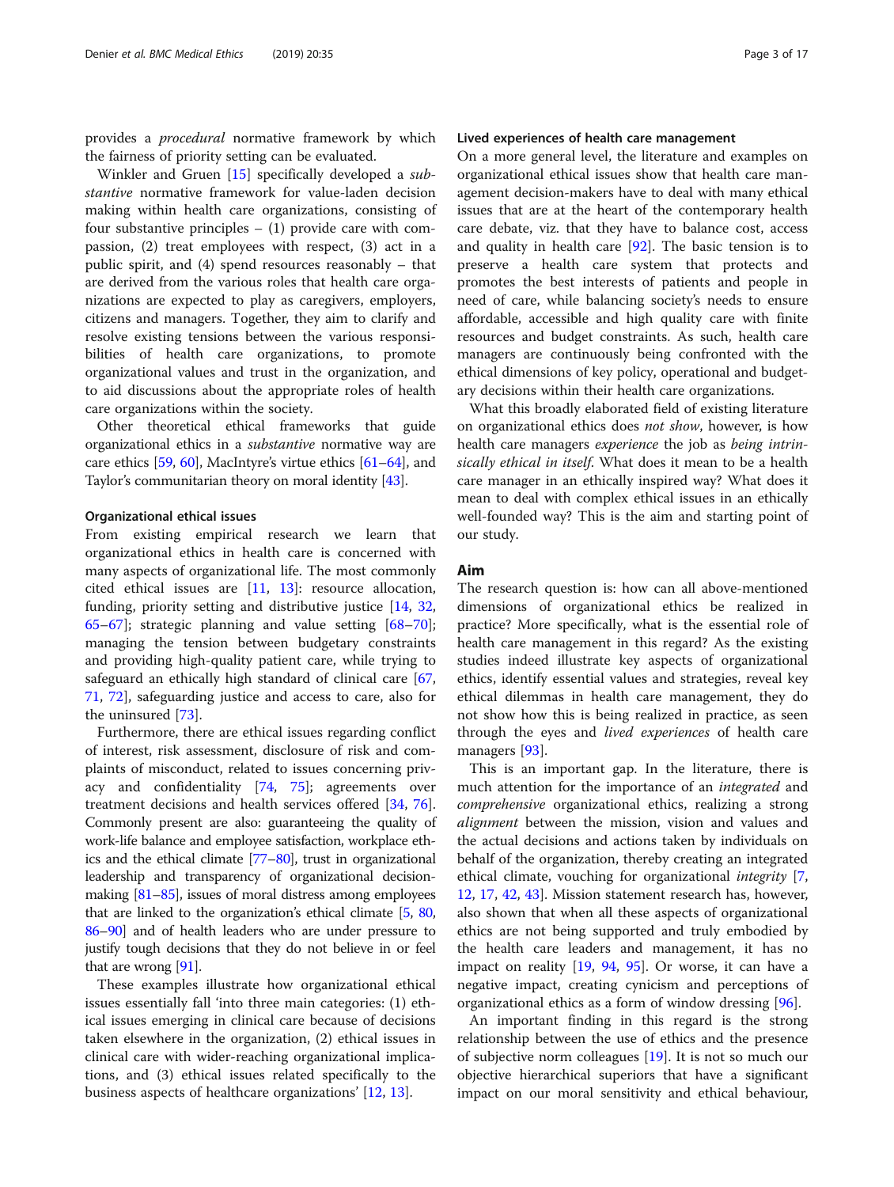provides a *procedural* normative framework by which the fairness of priority setting can be evaluated.

Winkler and Gruen [15] specifically developed a *substantive* normative framework for value-laden decision making within health care organizations, consisting of four substantive principles – (1) provide care with compassion, (2) treat employees with respect, (3) act in a public spirit, and (4) spend resources reasonably – that are derived from the various roles that health care organizations are expected to play as caregivers, employers, citizens and managers. Together, they aim to clarify and resolve existing tensions between the various responsibilities of health care organizations, to promote organizational values and trust in the organization, and to aid discussions about the appropriate roles of health care organizations within the society.

Other theoretical ethical frameworks that guide organizational ethics in a *substantive* normative way are care ethics [59, 60], MacIntyre's virtue ethics [61–64], and Taylor's communitarian theory on moral identity [43].

### Organizational ethical issues

From existing empirical research we learn that organizational ethics in health care is concerned with many aspects of organizational life. The most commonly cited ethical issues are [11, 13]: resource allocation, funding, priority setting and distributive justice [14, 32, 65–67]; strategic planning and value setting [68–70]; managing the tension between budgetary constraints and providing high-quality patient care, while trying to safeguard an ethically high standard of clinical care [67, 71, 72], safeguarding justice and access to care, also for the uninsured [73].

Furthermore, there are ethical issues regarding conflict of interest, risk assessment, disclosure of risk and complaints of misconduct, related to issues concerning privacy and confidentiality [74, 75]; agreements over treatment decisions and health services offered [34, 76]. Commonly present are also: guaranteeing the quality of work-life balance and employee satisfaction, workplace ethics and the ethical climate [77–80], trust in organizational leadership and transparency of organizational decision-making [81–85], issues of moral distress among employees that are linked to the organization's ethical climate [5, 80, 86–90] and of health leaders who are under pressure to justify tough decisions that they do not believe in or feel that are wrong [91].

These examples illustrate how organizational ethical issues essentially fall 'into three main categories: (1) ethical issues emerging in clinical care because of decisions taken elsewhere in the organization, (2) ethical issues in clinical care with wider-reaching organizational implications, and (3) ethical issues related specifically to the business aspects of healthcare organizations' [12, 13].

### Lived experiences of health care management

On a more general level, the literature and examples on organizational ethical issues show that health care management decision-makers have to deal with many ethical issues that are at the heart of the contemporary health care debate, viz. that they have to balance cost, access and quality in health care [92]. The basic tension is to preserve a health care system that protects and promotes the best interests of patients and people in need of care, while balancing society's needs to ensure affordable, accessible and high quality care with finite resources and budget constraints. As such, health care managers are continuously being confronted with the ethical dimensions of key policy, operational and budgetary decisions within their health care organizations.

What this broadly elaborated field of existing literature on organizational ethics does *not show*, however, is how health care managers *experience* the job as *being intrinsically ethical in itself*. What does it mean to be a health care manager in an ethically inspired way? What does it mean to deal with complex ethical issues in an ethically well-founded way? This is the aim and starting point of our study.

## Aim

The research question is: how can all above-mentioned dimensions of organizational ethics be realized in practice? More specifically, what is the essential role of health care management in this regard? As the existing studies indeed illustrate key aspects of organizational ethics, identify essential values and strategies, reveal key ethical dilemmas in health care management, they do not show how this is being realized in practice, as seen through the eyes and *lived experiences* of health care managers [93].

This is an important gap. In the literature, there is much attention for the importance of an *integrated* and *comprehensive* organizational ethics, realizing a strong *alignment* between the mission, vision and values and the actual decisions and actions taken by individuals on behalf of the organization, thereby creating an integrated ethical climate, vouching for organizational *integrity* [7, 12, 17, 42, 43]. Mission statement research has, however, also shown that when all these aspects of organizational ethics are not being supported and truly embodied by the health care leaders and management, it has no impact on reality [19, 94, 95]. Or worse, it can have a negative impact, creating cynicism and perceptions of organizational ethics as a form of window dressing [96].

An important finding in this regard is the strong relationship between the use of ethics and the presence of subjective norm colleagues [19]. It is not so much our objective hierarchical superiors that have a significant impact on our moral sensitivity and ethical behaviour,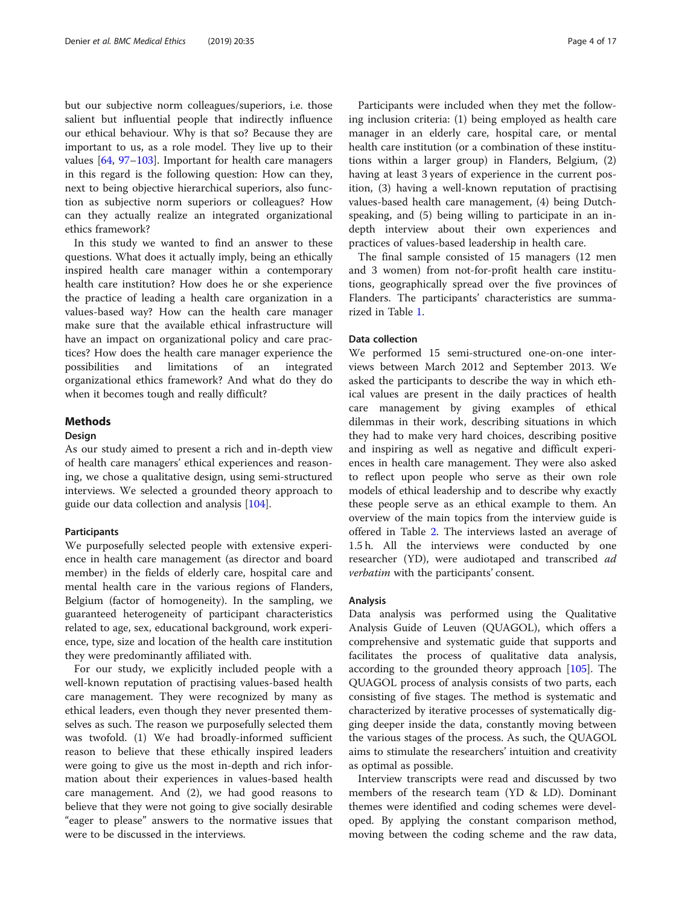but our subjective norm colleagues/superiors, i.e. those salient but influential people that indirectly influence our ethical behaviour. Why is that so? Because they are important to us, as a role model. They live up to their values [64, 97–103]. Important for health care managers in this regard is the following question: How can they, next to being objective hierarchical superiors, also function as subjective norm superiors or colleagues? How can they actually realize an integrated organizational ethics framework?

In this study we wanted to find an answer to these questions. What does it actually imply, being an ethically inspired health care manager within a contemporary health care institution? How does he or she experience the practice of leading a health care organization in a values-based way? How can the health care manager make sure that the available ethical infrastructure will have an impact on organizational policy and care practices? How does the health care manager experience the possibilities and limitations of an integrated organizational ethics framework? And what do they do when it becomes tough and really difficult?

## Methods

### Design

As our study aimed to present a rich and in-depth view of health care managers' ethical experiences and reasoning, we chose a qualitative design, using semi-structured interviews. We selected a grounded theory approach to guide our data collection and analysis [104].

#### Participants

We purposefully selected people with extensive experience in health care management (as director and board member) in the fields of elderly care, hospital care and mental health care in the various regions of Flanders, Belgium (factor of homogeneity). In the sampling, we guaranteed heterogeneity of participant characteristics related to age, sex, educational background, work experience, type, size and location of the health care institution they were predominantly affiliated with.

For our study, we explicitly included people with a well-known reputation of practising values-based health care management. They were recognized by many as ethical leaders, even though they never presented themselves as such. The reason we purposefully selected them was twofold. (1) We had broadly-informed sufficient reason to believe that these ethically inspired leaders were going to give us the most in-depth and rich information about their experiences in values-based health care management. And (2), we had good reasons to believe that they were not going to give socially desirable "eager to please" answers to the normative issues that were to be discussed in the interviews.

Participants were included when they met the following inclusion criteria: (1) being employed as health care manager in an elderly care, hospital care, or mental health care institution (or a combination of these institutions within a larger group) in Flanders, Belgium, (2) having at least 3 years of experience in the current position, (3) having a well-known reputation of practising values-based health care management, (4) being Dutch-speaking, and (5) being willing to participate in an in-depth interview about their own experiences and practices of values-based leadership in health care.

The final sample consisted of 15 managers (12 men and 3 women) from not-for-profit health care institutions, geographically spread over the five provinces of Flanders. The participants' characteristics are summarized in Table 1.

### Data collection

We performed 15 semi-structured one-on-one interviews between March 2012 and September 2013. We asked the participants to describe the way in which ethical values are present in the daily practices of health care management by giving examples of ethical dilemmas in their work, describing situations in which they had to make very hard choices, describing positive and inspiring as well as negative and difficult experiences in health care management. They were also asked to reflect upon people who serve as their own role models of ethical leadership and to describe why exactly these people serve as an ethical example to them. An overview of the main topics from the interview guide is offered in Table 2. The interviews lasted an average of 1.5 h. All the interviews were conducted by one researcher (YD), were audiotaped and transcribed *ad verbatim* with the participants' consent.

### Analysis

Data analysis was performed using the Qualitative Analysis Guide of Leuven (QUAGOL), which offers a comprehensive and systematic guide that supports and facilitates the process of qualitative data analysis, according to the grounded theory approach [105]. The QUAGOL process of analysis consists of two parts, each consisting of five stages. The method is systematic and characterized by iterative processes of systematically digging deeper inside the data, constantly moving between the various stages of the process. As such, the QUAGOL aims to stimulate the researchers' intuition and creativity as optimal as possible.

Interview transcripts were read and discussed by two members of the research team (YD & LD). Dominant themes were identified and coding schemes were developed. By applying the constant comparison method, moving between the coding scheme and the raw data,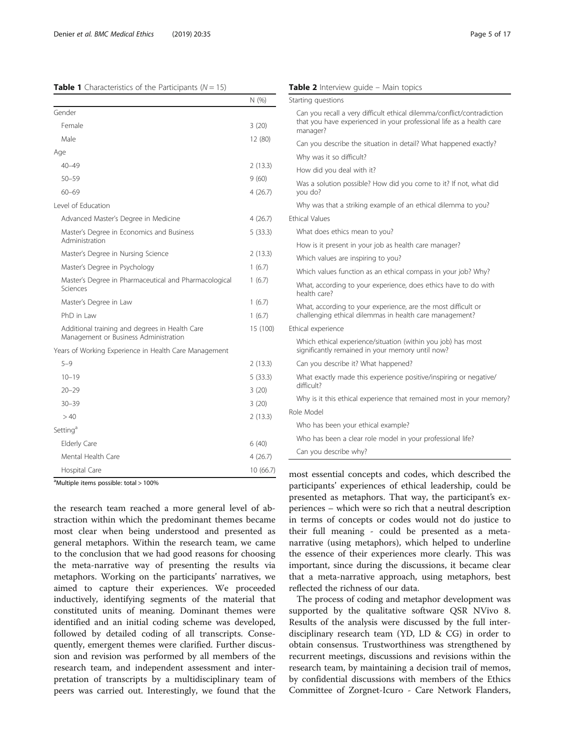**Table 1** Characteristics of the Participants ($N = 15$)

| | N (%) |
|---|---|
| Gender | |
| Female | 3 (20) |
| Male | 12 (80) |
| Age | |
| 40–49 | 2 (13.3) |
| 50–59 | 9 (60) |
| 60–69 | 4 (26.7) |
| Level of Education | |
| Advanced Master's Degree in Medicine | 4 (26.7) |
| Master's Degree in Economics and Business Administration | 5 (33.3) |
| Master's Degree in Nursing Science | 2 (13.3) |
| Master's Degree in Psychology | 1 (6.7) |
| Master's Degree in Pharmaceutical and Pharmacological Sciences | 1 (6.7) |
| Master's Degree in Law | 1 (6.7) |
| PhD in Law | 1 (6.7) |
| Additional training and degrees in Health Care Management or Business Administration | 15 (100) |
| Years of Working Experience in Health Care Management | |
| 5–9 | 2 (13.3) |
| 10–19 | 5 (33.3) |
| 20–29 | 3 (20) |
| 30–39 | 3 (20) |
| > 40 | 2 (13.3) |
| Setting[a] | |
| Elderly Care | 6 (40) |
| Mental Health Care | 4 (26.7) |
| Hospital Care | 10 (66.7) |

[a]Multiple items possible: total > 100%

the research team reached a more general level of abstraction within which the predominant themes became most clear when being understood and presented as general metaphors. Within the research team, we came to the conclusion that we had good reasons for choosing the meta-narrative way of presenting the results via metaphors. Working on the participants' narratives, we aimed to capture their experiences. We proceeded inductively, identifying segments of the material that constituted units of meaning. Dominant themes were identified and an initial coding scheme was developed, followed by detailed coding of all transcripts. Consequently, emergent themes were clarified. Further discussion and revision was performed by all members of the research team, and independent assessment and interpretation of transcripts by a multidisciplinary team of peers was carried out. Interestingly, we found that the most essential concepts and codes, which described the participants' experiences of ethical leadership, could be presented as metaphors. That way, the participant's experiences – which were so rich that a neutral description in terms of concepts or codes would not do justice to their full meaning - could be presented as a meta-narrative (using metaphors), which helped to underline the essence of their experiences more clearly. This was important, since during the discussions, it became clear that a meta-narrative approach, using metaphors, best reflected the richness of our data.

**Table 2** Interview guide – Main topics

| |
|---|
| Starting questions |
| Can you recall a very difficult ethical dilemma/conflict/contradiction that you have experienced in your professional life as a health care manager? |
| Can you describe the situation in detail? What happened exactly? |
| Why was it so difficult? |
| How did you deal with it? |
| Was a solution possible? How did you come to it? If not, what did you do? |
| Why was that a striking example of an ethical dilemma to you? |
| Ethical Values |
| What does ethics mean to you? |
| How is it present in your job as health care manager? |
| Which values are inspiring to you? |
| Which values function as an ethical compass in your job? Why? |
| What, according to your experience, does ethics have to do with health care? |
| What, according to your experience, are the most difficult or challenging ethical dilemmas in health care management? |
| Ethical experience |
| Which ethical experience/situation (within you job) has most significantly remained in your memory until now? |
| Can you describe it? What happened? |
| What exactly made this experience positive/inspiring or negative/difficult? |
| Why is it this ethical experience that remained most in your memory? |
| Role Model |
| Who has been your ethical example? |
| Who has been a clear role model in your professional life? |
| Can you describe why? |

The process of coding and metaphor development was supported by the qualitative software QSR NVivo 8. Results of the analysis were discussed by the full interdisciplinary research team (YD, LD & CG) in order to obtain consensus. Trustworthiness was strengthened by recurrent meetings, discussions and revisions within the research team, by maintaining a decision trail of memos, by confidential discussions with members of the Ethics Committee of Zorgnet-Icuro - Care Network Flanders,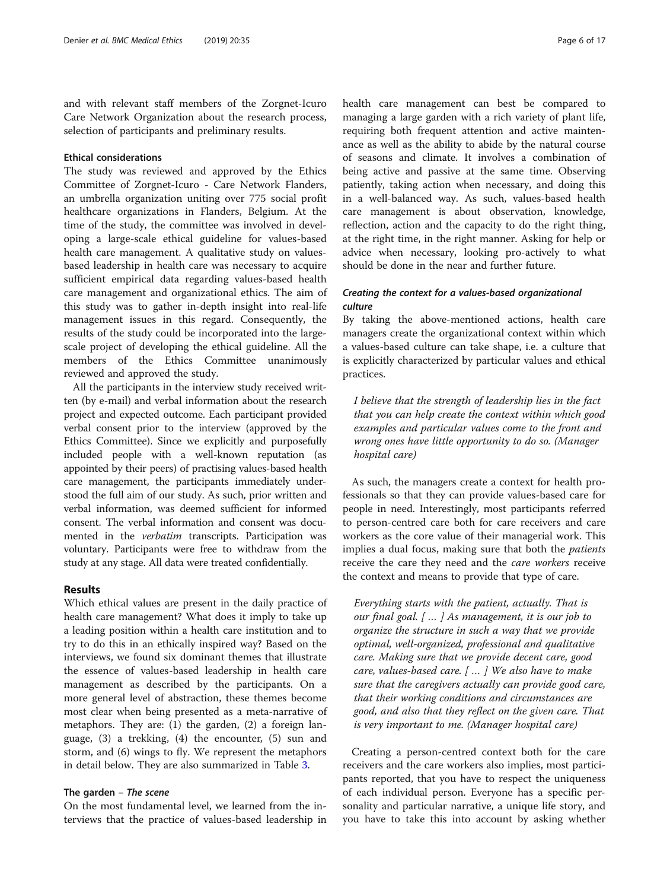and with relevant staff members of the Zorgnet-Icuro Care Network Organization about the research process, selection of participants and preliminary results.

### Ethical considerations

The study was reviewed and approved by the Ethics Committee of Zorgnet-Icuro - Care Network Flanders, an umbrella organization uniting over 775 social profit healthcare organizations in Flanders, Belgium. At the time of the study, the committee was involved in developing a large-scale ethical guideline for values-based health care management. A qualitative study on values-based leadership in health care was necessary to acquire sufficient empirical data regarding values-based health care management and organizational ethics. The aim of this study was to gather in-depth insight into real-life management issues in this regard. Consequently, the results of the study could be incorporated into the large-scale project of developing the ethical guideline. All the members of the Ethics Committee unanimously reviewed and approved the study.

All the participants in the interview study received written (by e-mail) and verbal information about the research project and expected outcome. Each participant provided verbal consent prior to the interview (approved by the Ethics Committee). Since we explicitly and purposefully included people with a well-known reputation (as appointed by their peers) of practising values-based health care management, the participants immediately understood the full aim of our study. As such, prior written and verbal information, was deemed sufficient for informed consent. The verbal information and consent was documented in the *verbatim* transcripts. Participation was voluntary. Participants were free to withdraw from the study at any stage. All data were treated confidentially.

## Results

Which ethical values are present in the daily practice of health care management? What does it imply to take up a leading position within a health care institution and to try to do this in an ethically inspired way? Based on the interviews, we found six dominant themes that illustrate the essence of values-based leadership in health care management as described by the participants. On a more general level of abstraction, these themes become most clear when being presented as a meta-narrative of metaphors. They are: (1) the garden, (2) a foreign language, (3) a trekking, (4) the encounter, (5) sun and storm, and (6) wings to fly. We represent the metaphors in detail below. They are also summarized in Table 3.

### The garden – *The scene*

On the most fundamental level, we learned from the interviews that the practice of values-based leadership in health care management can best be compared to managing a large garden with a rich variety of plant life, requiring both frequent attention and active maintenance as well as the ability to abide by the natural course of seasons and climate. It involves a combination of being active and passive at the same time. Observing patiently, taking action when necessary, and doing this in a well-balanced way. As such, values-based health care management is about observation, knowledge, reflection, action and the capacity to do the right thing, at the right time, in the right manner. Asking for help or advice when necessary, looking pro-actively to what should be done in the near and further future.

#### *Creating the context for a values-based organizational culture*

By taking the above-mentioned actions, health care managers create the organizational context within which a values-based culture can take shape, i.e. a culture that is explicitly characterized by particular values and ethical practices.

> *I believe that the strength of leadership lies in the fact that you can help create the context within which good examples and particular values come to the front and wrong ones have little opportunity to do so. (Manager hospital care)*

As such, the managers create a context for health professionals so that they can provide values-based care for people in need. Interestingly, most participants referred to person-centred care both for care receivers and care workers as the core value of their managerial work. This implies a dual focus, making sure that both the *patients* receive the care they need and the *care workers* receive the context and means to provide that type of care.

> *Everything starts with the patient, actually. That is our final goal. [ … ] As management, it is our job to organize the structure in such a way that we provide optimal, well-organized, professional and qualitative care. Making sure that we provide decent care, good care, values-based care. [ … ] We also have to make sure that the caregivers actually can provide good care, that their working conditions and circumstances are good, and also that they reflect on the given care. That is very important to me. (Manager hospital care)*

Creating a person-centred context both for the care receivers and the care workers also implies, most participants reported, that you have to respect the uniqueness of each individual person. Everyone has a specific personality and particular narrative, a unique life story, and you have to take this into account by asking whether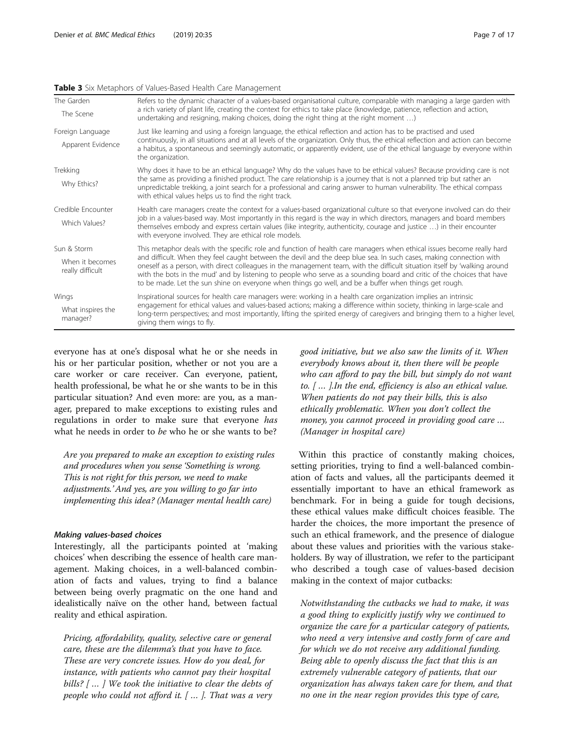**Table 3** Six Metaphors of Values-Based Health Care Management

| | |
|---|---|
| The Garden<br>The Scene | Refers to the dynamic character of a values-based organisational culture, comparable with managing a large garden with a rich variety of plant life, creating the context for ethics to take place (knowledge, patience, reflection and action, undertaking and resigning, making choices, doing the right thing at the right moment …) |
| Foreign Language<br>Apparent Evidence | Just like learning and using a foreign language, the ethical reflection and action has to be practised and used continuously, in all situations and at all levels of the organization. Only thus, the ethical reflection and action can become a habitus, a spontaneous and seemingly automatic, or apparently evident, use of the ethical language by everyone within the organization. |
| Trekking<br>Why Ethics? | Why does it have to be an ethical language? Why do the values have to be ethical values? Because providing care is not the same as providing a finished product. The care relationship is a journey that is not a planned trip but rather an unpredictable trekking, a joint search for a professional and caring answer to human vulnerability. The ethical compass with ethical values helps us to find the right track. |
| Credible Encounter<br>Which Values? | Health care managers create the context for a values-based organizational culture so that everyone involved can do their job in a values-based way. Most importantly in this regard is the way in which directors, managers and board members themselves embody and express certain values (like integrity, authenticity, courage and justice …) in their encounter with everyone involved. They are ethical role models. |
| Sun & Storm<br>When it becomes really difficult | This metaphor deals with the specific role and function of health care managers when ethical issues become really hard and difficult. When they feel caught between the devil and the deep blue sea. In such cases, making connection with oneself as a person, with direct colleagues in the management team, with the difficult situation itself by 'walking around with the bots in the mud' and by listening to people who serve as a sounding board and critic of the choices that have to be made. Let the sun shine on everyone when things go well, and be a buffer when things get rough. |
| Wings<br>What inspires the manager? | Inspirational sources for health care managers were: working in a health care organization implies an intrinsic engagement for ethical values and values-based actions; making a difference within society, thinking in large-scale and long-term perspectives; and most importantly, lifting the spirited energy of caregivers and bringing them to a higher level, giving them wings to fly. |

everyone has at one's disposal what he or she needs in his or her particular position, whether or not you are a care worker or care receiver. Can everyone, patient, health professional, be what he or she wants to be in this particular situation? And even more: are you, as a manager, prepared to make exceptions to existing rules and regulations in order to make sure that everyone *has* what he needs in order to *be* who he or she wants to be?

*Are you prepared to make an exception to existing rules and procedures when you sense 'Something is wrong. This is not right for this person, we need to make adjustments.' And yes, are you willing to go far into implementing this idea? (Manager mental health care)*

#### *Making values-based choices*

Interestingly, all the participants pointed at 'making choices' when describing the essence of health care management. Making choices, in a well-balanced combination of facts and values, trying to find a balance between being overly pragmatic on the one hand and idealistically naïve on the other hand, between factual reality and ethical aspiration.

*Pricing, affordability, quality, selective care or general care, these are the dilemma's that you have to face. These are very concrete issues. How do you deal, for instance, with patients who cannot pay their hospital bills? [ … ] We took the initiative to clear the debts of people who could not afford it. [ … ]. That was a very good initiative, but we also saw the limits of it. When everybody knows about it, then there will be people who can afford to pay the bill, but simply do not want to. [ … ].In the end, efficiency is also an ethical value. When patients do not pay their bills, this is also ethically problematic. When you don't collect the money, you cannot proceed in providing good care … (Manager in hospital care)*

Within this practice of constantly making choices, setting priorities, trying to find a well-balanced combination of facts and values, all the participants deemed it essentially important to have an ethical framework as benchmark. For in being a guide for tough decisions, these ethical values make difficult choices feasible. The harder the choices, the more important the presence of such an ethical framework, and the presence of dialogue about these values and priorities with the various stakeholders. By way of illustration, we refer to the participant who described a tough case of values-based decision making in the context of major cutbacks:

*Notwithstanding the cutbacks we had to make, it was a good thing to explicitly justify why we continued to organize the care for a particular category of patients, who need a very intensive and costly form of care and for which we do not receive any additional funding. Being able to openly discuss the fact that this is an extremely vulnerable category of patients, that our organization has always taken care for them, and that no one in the near region provides this type of care,*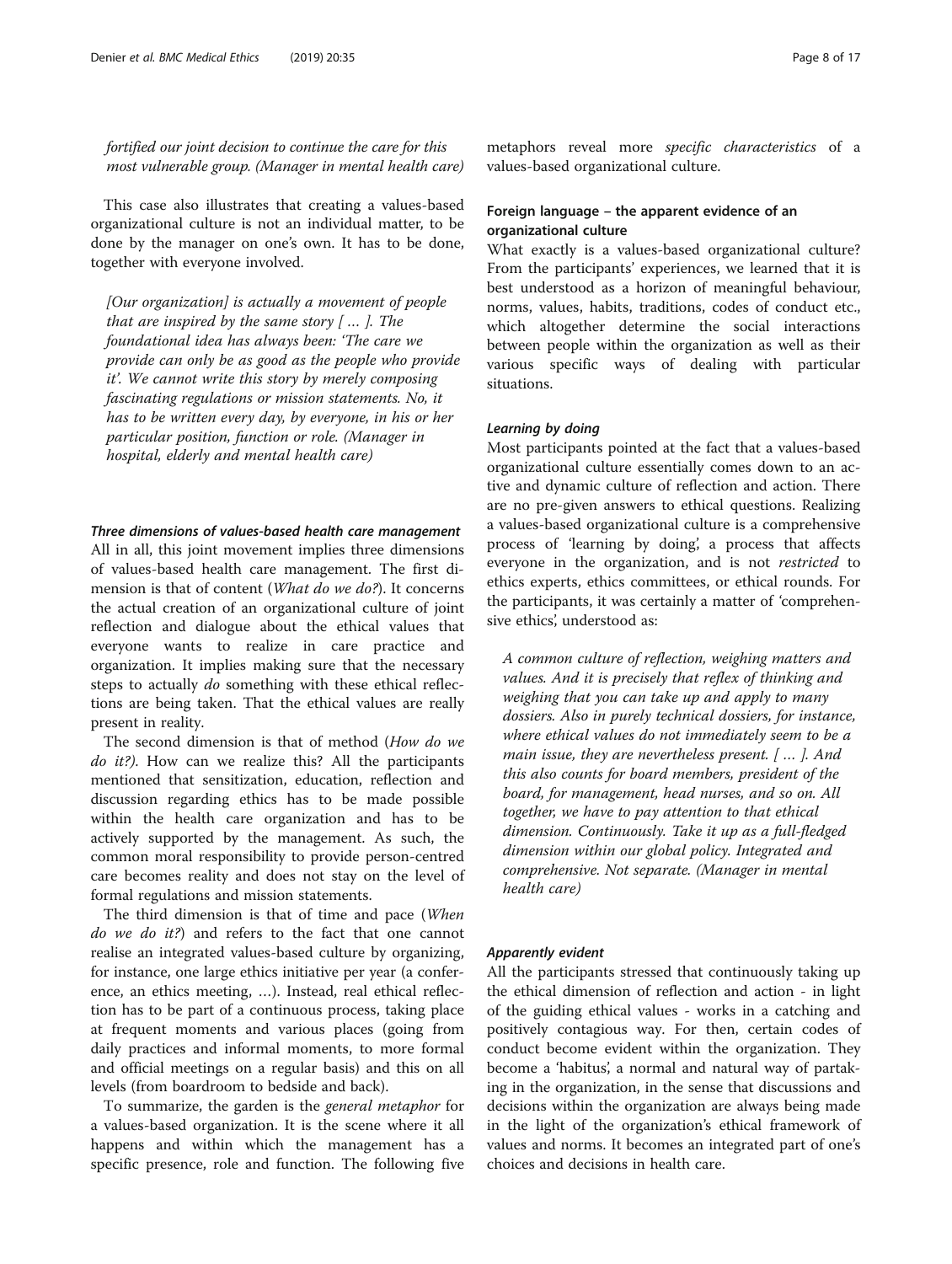*fortified our joint decision to continue the care for this most vulnerable group. (Manager in mental health care)*

This case also illustrates that creating a values-based organizational culture is not an individual matter, to be done by the manager on one's own. It has to be done, together with everyone involved.

> *[Our organization] is actually a movement of people that are inspired by the same story [ … ]. The foundational idea has always been: 'The care we provide can only be as good as the people who provide it'. We cannot write this story by merely composing fascinating regulations or mission statements. No, it has to be written every day, by everyone, in his or her particular position, function or role. (Manager in hospital, elderly and mental health care)*

#### Three dimensions of values-based health care management

All in all, this joint movement implies three dimensions of values-based health care management. The first dimension is that of content (*What do we do?*). It concerns the actual creation of an organizational culture of joint reflection and dialogue about the ethical values that everyone wants to realize in care practice and organization. It implies making sure that the necessary steps to actually *do* something with these ethical reflections are being taken. That the ethical values are really present in reality.

The second dimension is that of method (*How do we do it?*). How can we realize this? All the participants mentioned that sensitization, education, reflection and discussion regarding ethics has to be made possible within the health care organization and has to be actively supported by the management. As such, the common moral responsibility to provide person-centred care becomes reality and does not stay on the level of formal regulations and mission statements.

The third dimension is that of time and pace (*When do we do it?*) and refers to the fact that one cannot realise an integrated values-based culture by organizing, for instance, one large ethics initiative per year (a conference, an ethics meeting, …). Instead, real ethical reflection has to be part of a continuous process, taking place at frequent moments and various places (going from daily practices and informal moments, to more formal and official meetings on a regular basis) and this on all levels (from boardroom to bedside and back).

To summarize, the garden is the *general metaphor* for a values-based organization. It is the scene where it all happens and within which the management has a specific presence, role and function. The following five metaphors reveal more *specific characteristics* of a values-based organizational culture.

### Foreign language – the apparent evidence of an organizational culture

What exactly is a values-based organizational culture? From the participants' experiences, we learned that it is best understood as a horizon of meaningful behaviour, norms, values, habits, traditions, codes of conduct etc., which altogether determine the social interactions between people within the organization as well as their various specific ways of dealing with particular situations.

#### Learning by doing

Most participants pointed at the fact that a values-based organizational culture essentially comes down to an active and dynamic culture of reflection and action. There are no pre-given answers to ethical questions. Realizing a values-based organizational culture is a comprehensive process of 'learning by doing', a process that affects everyone in the organization, and is not *restricted* to ethics experts, ethics committees, or ethical rounds. For the participants, it was certainly a matter of 'comprehensive ethics', understood as:

> *A common culture of reflection, weighing matters and values. And it is precisely that reflex of thinking and weighing that you can take up and apply to many dossiers. Also in purely technical dossiers, for instance, where ethical values do not immediately seem to be a main issue, they are nevertheless present. [ … ]. And this also counts for board members, president of the board, for management, head nurses, and so on. All together, we have to pay attention to that ethical dimension. Continuously. Take it up as a full-fledged dimension within our global policy. Integrated and comprehensive. Not separate. (Manager in mental health care)*

#### Apparently evident

All the participants stressed that continuously taking up the ethical dimension of reflection and action - in light of the guiding ethical values - works in a catching and positively contagious way. For then, certain codes of conduct become evident within the organization. They become a 'habitus', a normal and natural way of partaking in the organization, in the sense that discussions and decisions within the organization are always being made in the light of the organization's ethical framework of values and norms. It becomes an integrated part of one's choices and decisions in health care.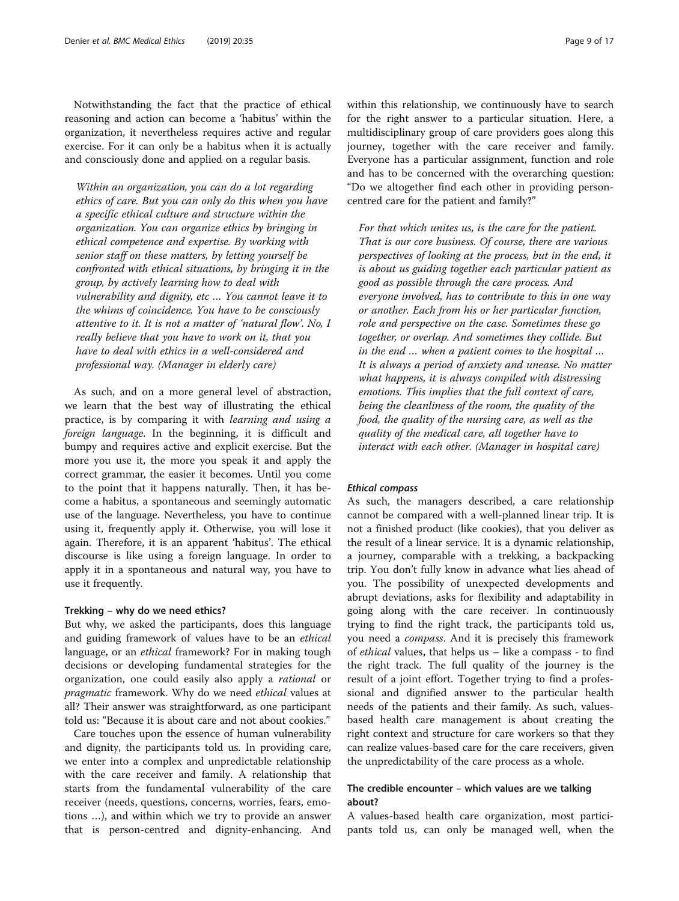Notwithstanding the fact that the practice of ethical reasoning and action can become a 'habitus' within the organization, it nevertheless requires active and regular exercise. For it can only be a habitus when it is actually and consciously done and applied on a regular basis.

> *Within an organization, you can do a lot regarding ethics of care. But you can only do this when you have a specific ethical culture and structure within the organization. You can organize ethics by bringing in ethical competence and expertise. By working with senior staff on these matters, by letting yourself be confronted with ethical situations, by bringing it in the group, by actively learning how to deal with vulnerability and dignity, etc … You cannot leave it to the whims of coincidence. You have to be consciously attentive to it. It is not a matter of 'natural flow'. No, I really believe that you have to work on it, that you have to deal with ethics in a well-considered and professional way. (Manager in elderly care)*

As such, and on a more general level of abstraction, we learn that the best way of illustrating the ethical practice, is by comparing it with *learning and using a foreign language*. In the beginning, it is difficult and bumpy and requires active and explicit exercise. But the more you use it, the more you speak it and apply the correct grammar, the easier it becomes. Until you come to the point that it happens naturally. Then, it has become a habitus, a spontaneous and seemingly automatic use of the language. Nevertheless, you have to continue using it, frequently apply it. Otherwise, you will lose it again. Therefore, it is an apparent 'habitus'. The ethical discourse is like using a foreign language. In order to apply it in a spontaneous and natural way, you have to use it frequently.

#### Trekking – why do we need ethics?

But why, we asked the participants, does this language and guiding framework of values have to be an *ethical* language, or an *ethical* framework? For in making tough decisions or developing fundamental strategies for the organization, one could easily also apply a *rational* or *pragmatic* framework. Why do we need *ethical* values at all? Their answer was straightforward, as one participant told us: "Because it is about care and not about cookies."

Care touches upon the essence of human vulnerability and dignity, the participants told us. In providing care, we enter into a complex and unpredictable relationship with the care receiver and family. A relationship that starts from the fundamental vulnerability of the care receiver (needs, questions, concerns, worries, fears, emotions …), and within which we try to provide an answer that is person-centred and dignity-enhancing. And within this relationship, we continuously have to search for the right answer to a particular situation. Here, a multidisciplinary group of care providers goes along this journey, together with the care receiver and family. Everyone has a particular assignment, function and role and has to be concerned with the overarching question: "Do we altogether find each other in providing person-centred care for the patient and family?"

> *For that which unites us, is the care for the patient. That is our core business. Of course, there are various perspectives of looking at the process, but in the end, it is about us guiding together each particular patient as good as possible through the care process. And everyone involved, has to contribute to this in one way or another. Each from his or her particular function, role and perspective on the case. Sometimes these go together, or overlap. And sometimes they collide. But in the end … when a patient comes to the hospital … It is always a period of anxiety and unease. No matter what happens, it is always compiled with distressing emotions. This implies that the full context of care, being the cleanliness of the room, the quality of the food, the quality of the nursing care, as well as the quality of the medical care, all together have to interact with each other. (Manager in hospital care)*

##### *Ethical compass*

As such, the managers described, a care relationship cannot be compared with a well-planned linear trip. It is not a finished product (like cookies), that you deliver as the result of a linear service. It is a dynamic relationship, a journey, comparable with a trekking, a backpacking trip. You don't fully know in advance what lies ahead of you. The possibility of unexpected developments and abrupt deviations, asks for flexibility and adaptability in going along with the care receiver. In continuously trying to find the right track, the participants told us, you need a *compass*. And it is precisely this framework of *ethical* values, that helps us – like a compass - to find the right track. The full quality of the journey is the result of a joint effort. Together trying to find a professional and dignified answer to the particular health needs of the patients and their family. As such, values-based health care management is about creating the right context and structure for care workers so that they can realize values-based care for the care receivers, given the unpredictability of the care process as a whole.

#### The credible encounter – which values are we talking about?

A values-based health care organization, most participants told us, can only be managed well, when the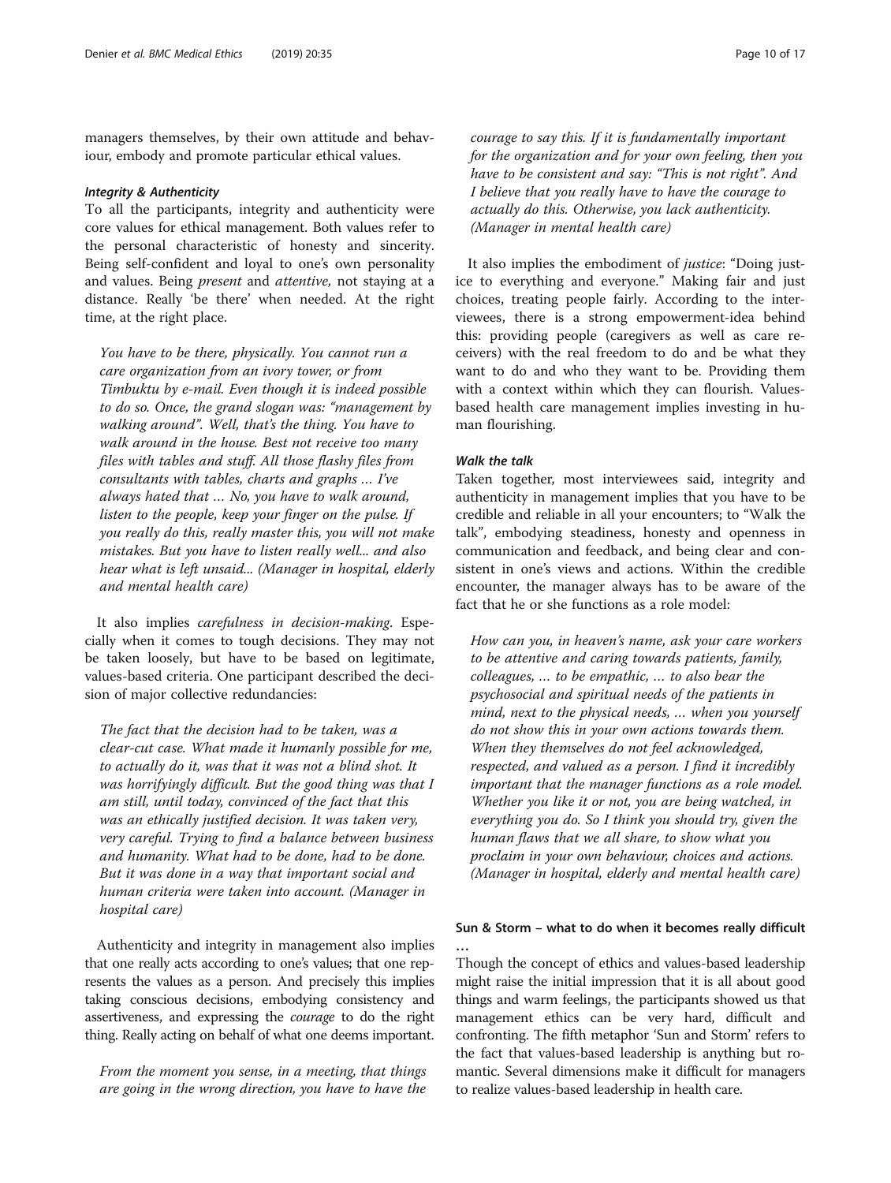managers themselves, by their own attitude and behaviour, embody and promote particular ethical values.

#### *Integrity & Authenticity*

To all the participants, integrity and authenticity were core values for ethical management. Both values refer to the personal characteristic of honesty and sincerity. Being self-confident and loyal to one's own personality and values. Being *present* and *attentive,* not staying at a distance. Really 'be there' when needed. At the right time, at the right place.

> *You have to be there, physically. You cannot run a care organization from an ivory tower, or from Timbuktu by e-mail. Even though it is indeed possible to do so. Once, the grand slogan was: "management by walking around". Well, that's the thing. You have to walk around in the house. Best not receive too many files with tables and stuff. All those flashy files from consultants with tables, charts and graphs … I've always hated that … No, you have to walk around, listen to the people, keep your finger on the pulse. If you really do this, really master this, you will not make mistakes. But you have to listen really well... and also hear what is left unsaid... (Manager in hospital, elderly and mental health care)*

It also implies *carefulness in decision-making.* Especially when it comes to tough decisions. They may not be taken loosely, but have to be based on legitimate, values-based criteria. One participant described the decision of major collective redundancies:

> *The fact that the decision had to be taken, was a clear-cut case. What made it humanly possible for me, to actually do it, was that it was not a blind shot. It was horrifyingly difficult. But the good thing was that I am still, until today, convinced of the fact that this was an ethically justified decision. It was taken very, very careful. Trying to find a balance between business and humanity. What had to be done, had to be done. But it was done in a way that important social and human criteria were taken into account. (Manager in hospital care)*

Authenticity and integrity in management also implies that one really acts according to one's values; that one represents the values as a person. And precisely this implies taking conscious decisions, embodying consistency and assertiveness, and expressing the *courage* to do the right thing. Really acting on behalf of what one deems important.

> *From the moment you sense, in a meeting, that things are going in the wrong direction, you have to have the courage to say this. If it is fundamentally important for the organization and for your own feeling, then you have to be consistent and say: "This is not right". And I believe that you really have to have the courage to actually do this. Otherwise, you lack authenticity. (Manager in mental health care)*

It also implies the embodiment of *justice*: "Doing justice to everything and everyone." Making fair and just choices, treating people fairly. According to the interviewees, there is a strong empowerment-idea behind this: providing people (caregivers as well as care receivers) with the real freedom to do and be what they want to do and who they want to be. Providing them with a context within which they can flourish. Values-based health care management implies investing in human flourishing.

#### *Walk the talk*

Taken together, most interviewees said, integrity and authenticity in management implies that you have to be credible and reliable in all your encounters; to "Walk the talk", embodying steadiness, honesty and openness in communication and feedback, and being clear and consistent in one's views and actions. Within the credible encounter, the manager always has to be aware of the fact that he or she functions as a role model:

> *How can you, in heaven's name, ask your care workers to be attentive and caring towards patients, family, colleagues, … to be empathic, … to also bear the psychosocial and spiritual needs of the patients in mind, next to the physical needs, … when you yourself do not show this in your own actions towards them. When they themselves do not feel acknowledged, respected, and valued as a person. I find it incredibly important that the manager functions as a role model. Whether you like it or not, you are being watched, in everything you do. So I think you should try, given the human flaws that we all share, to show what you proclaim in your own behaviour, choices and actions. (Manager in hospital, elderly and mental health care)*

### Sun & Storm – what to do when it becomes really difficult …

Though the concept of ethics and values-based leadership might raise the initial impression that it is all about good things and warm feelings, the participants showed us that management ethics can be very hard, difficult and confronting. The fifth metaphor 'Sun and Storm' refers to the fact that values-based leadership is anything but romantic. Several dimensions make it difficult for managers to realize values-based leadership in health care.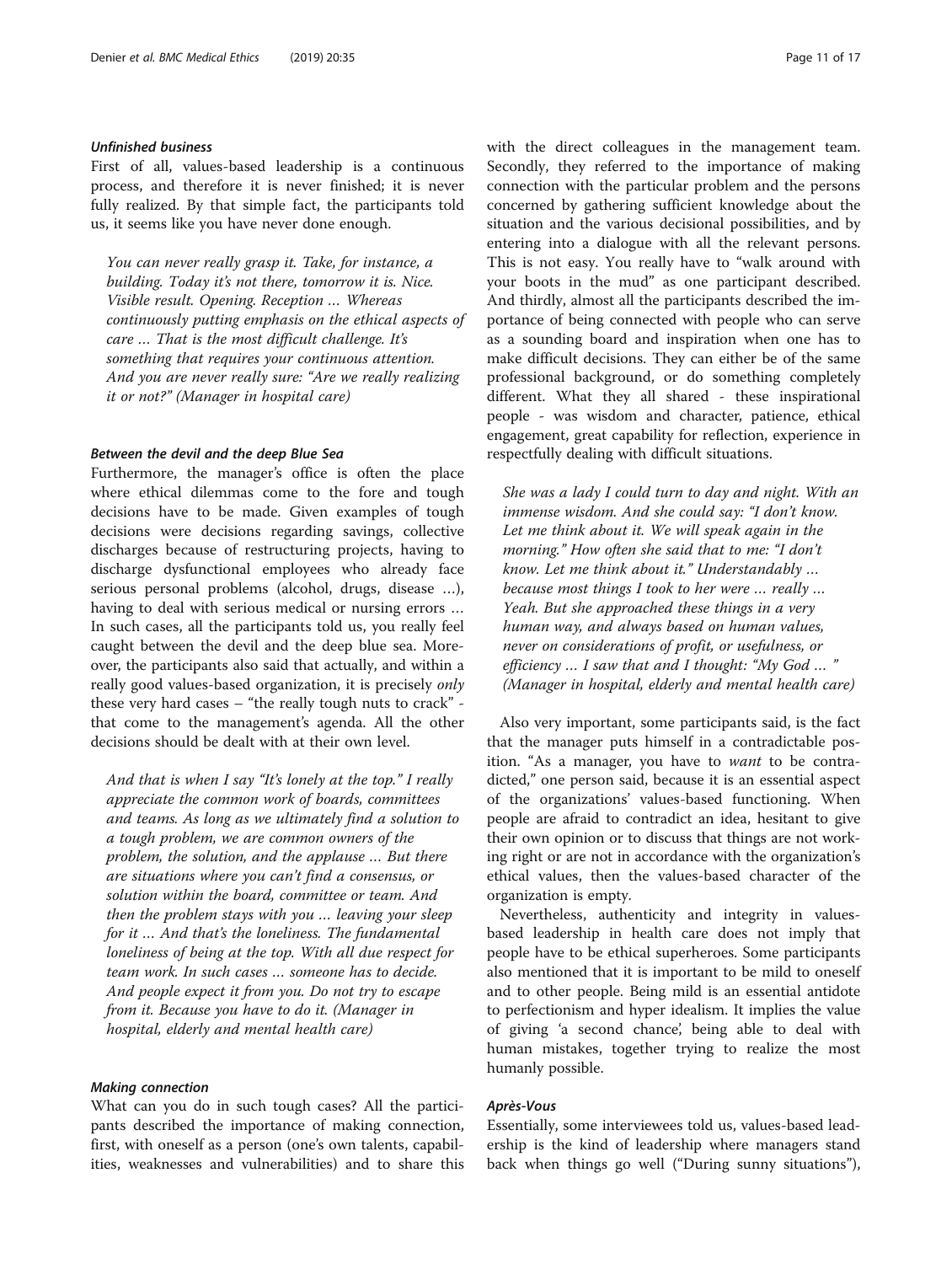#### *Unfinished business*

First of all, values-based leadership is a continuous process, and therefore it is never finished; it is never fully realized. By that simple fact, the participants told us, it seems like you have never done enough.

> *You can never really grasp it. Take, for instance, a building. Today it's not there, tomorrow it is. Nice. Visible result. Opening. Reception … Whereas continuously putting emphasis on the ethical aspects of care … That is the most difficult challenge. It's something that requires your continuous attention. And you are never really sure: "Are we really realizing it or not?" (Manager in hospital care)*

#### *Between the devil and the deep Blue Sea*

Furthermore, the manager's office is often the place where ethical dilemmas come to the fore and tough decisions have to be made. Given examples of tough decisions were decisions regarding savings, collective discharges because of restructuring projects, having to discharge dysfunctional employees who already face serious personal problems (alcohol, drugs, disease …), having to deal with serious medical or nursing errors … In such cases, all the participants told us, you really feel caught between the devil and the deep blue sea. Moreover, the participants also said that actually, and within a really good values-based organization, it is precisely *only* these very hard cases – "the really tough nuts to crack" - that come to the management's agenda. All the other decisions should be dealt with at their own level.

> *And that is when I say "It's lonely at the top." I really appreciate the common work of boards, committees and teams. As long as we ultimately find a solution to a tough problem, we are common owners of the problem, the solution, and the applause … But there are situations where you can't find a consensus, or solution within the board, committee or team. And then the problem stays with you … leaving your sleep for it … And that's the loneliness. The fundamental loneliness of being at the top. With all due respect for team work. In such cases … someone has to decide. And people expect it from you. Do not try to escape from it. Because you have to do it. (Manager in hospital, elderly and mental health care)*

#### *Making connection*

What can you do in such tough cases? All the participants described the importance of making connection, first, with oneself as a person (one's own talents, capabilities, weaknesses and vulnerabilities) and to share this with the direct colleagues in the management team. Secondly, they referred to the importance of making connection with the particular problem and the persons concerned by gathering sufficient knowledge about the situation and the various decisional possibilities, and by entering into a dialogue with all the relevant persons. This is not easy. You really have to "walk around with your boots in the mud" as one participant described. And thirdly, almost all the participants described the importance of being connected with people who can serve as a sounding board and inspiration when one has to make difficult decisions. They can either be of the same professional background, or do something completely different. What they all shared - these inspirational people - was wisdom and character, patience, ethical engagement, great capability for reflection, experience in respectfully dealing with difficult situations.

> *She was a lady I could turn to day and night. With an immense wisdom. And she could say: "I don't know. Let me think about it. We will speak again in the morning." How often she said that to me: "I don't know. Let me think about it." Understandably … because most things I took to her were … really … Yeah. But she approached these things in a very human way, and always based on human values, never on considerations of profit, or usefulness, or efficiency … I saw that and I thought: "My God … " (Manager in hospital, elderly and mental health care)*

Also very important, some participants said, is the fact that the manager puts himself in a contradictable position. "As a manager, you have to *want* to be contradicted," one person said, because it is an essential aspect of the organizations' values-based functioning. When people are afraid to contradict an idea, hesitant to give their own opinion or to discuss that things are not working right or are not in accordance with the organization's ethical values, then the values-based character of the organization is empty.

Nevertheless, authenticity and integrity in values-based leadership in health care does not imply that people have to be ethical superheroes. Some participants also mentioned that it is important to be mild to oneself and to other people. Being mild is an essential antidote to perfectionism and hyper idealism. It implies the value of giving 'a second chance', being able to deal with human mistakes, together trying to realize the most humanly possible.

#### *Après-Vous*

Essentially, some interviewees told us, values-based leadership is the kind of leadership where managers stand back when things go well ("During sunny situations"),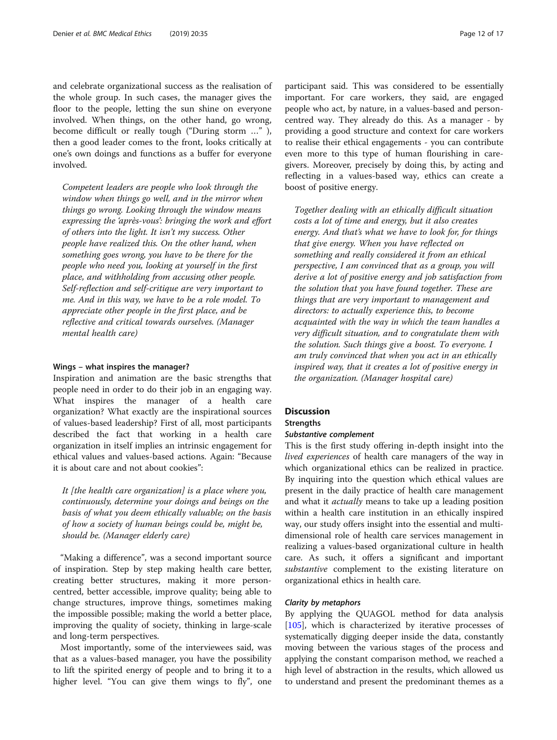and celebrate organizational success as the realisation of the whole group. In such cases, the manager gives the floor to the people, letting the sun shine on everyone involved. When things, on the other hand, go wrong, become difficult or really tough ("During storm …" ), then a good leader comes to the front, looks critically at one's own doings and functions as a buffer for everyone involved.

> *Competent leaders are people who look through the window when things go well, and in the mirror when things go wrong. Looking through the window means expressing the 'après-vous': bringing the work and effort of others into the light. It isn't my success. Other people have realized this. On the other hand, when something goes wrong, you have to be there for the people who need you, looking at yourself in the first place, and withholding from accusing other people. Self-reflection and self-critique are very important to me. And in this way, we have to be a role model. To appreciate other people in the first place, and be reflective and critical towards ourselves. (Manager mental health care)*

#### Wings – what inspires the manager?

Inspiration and animation are the basic strengths that people need in order to do their job in an engaging way. What inspires the manager of a health care organization? What exactly are the inspirational sources of values-based leadership? First of all, most participants described the fact that working in a health care organization in itself implies an intrinsic engagement for ethical values and values-based actions. Again: "Because it is about care and not about cookies":

> *It [the health care organization] is a place where you, continuously, determine your doings and beings on the basis of what you deem ethically valuable; on the basis of how a society of human beings could be, might be, should be. (Manager elderly care)*

"Making a difference", was a second important source of inspiration. Step by step making health care better, creating better structures, making it more person-centred, better accessible, improve quality; being able to change structures, improve things, sometimes making the impossible possible; making the world a better place, improving the quality of society, thinking in large-scale and long-term perspectives.

Most importantly, some of the interviewees said, was that as a values-based manager, you have the possibility to lift the spirited energy of people and to bring it to a higher level. "You can give them wings to fly", one participant said. This was considered to be essentially important. For care workers, they said, are engaged people who act, by nature, in a values-based and person-centred way. They already do this. As a manager - by providing a good structure and context for care workers to realise their ethical engagements - you can contribute even more to this type of human flourishing in care-givers. Moreover, precisely by doing this, by acting and reflecting in a values-based way, ethics can create a boost of positive energy.

> *Together dealing with an ethically difficult situation costs a lot of time and energy, but it also creates energy. And that's what we have to look for, for things that give energy. When you have reflected on something and really considered it from an ethical perspective, I am convinced that as a group, you will derive a lot of positive energy and job satisfaction from the solution that you have found together. These are things that are very important to management and directors: to actually experience this, to become acquainted with the way in which the team handles a very difficult situation, and to congratulate them with the solution. Such things give a boost. To everyone. I am truly convinced that when you act in an ethically inspired way, that it creates a lot of positive energy in the organization. (Manager hospital care)*

## Discussion

### Strengths

#### *Substantive complement*

This is the first study offering in-depth insight into the *lived experiences* of health care managers of the way in which organizational ethics can be realized in practice. By inquiring into the question which ethical values are present in the daily practice of health care management and what it *actually* means to take up a leading position within a health care institution in an ethically inspired way, our study offers insight into the essential and multi-dimensional role of health care services management in realizing a values-based organizational culture in health care. As such, it offers a significant and important *substantive* complement to the existing literature on organizational ethics in health care.

#### *Clarity by metaphors*

By applying the QUAGOL method for data analysis [105], which is characterized by iterative processes of systematically digging deeper inside the data, constantly moving between the various stages of the process and applying the constant comparison method, we reached a high level of abstraction in the results, which allowed us to understand and present the predominant themes as a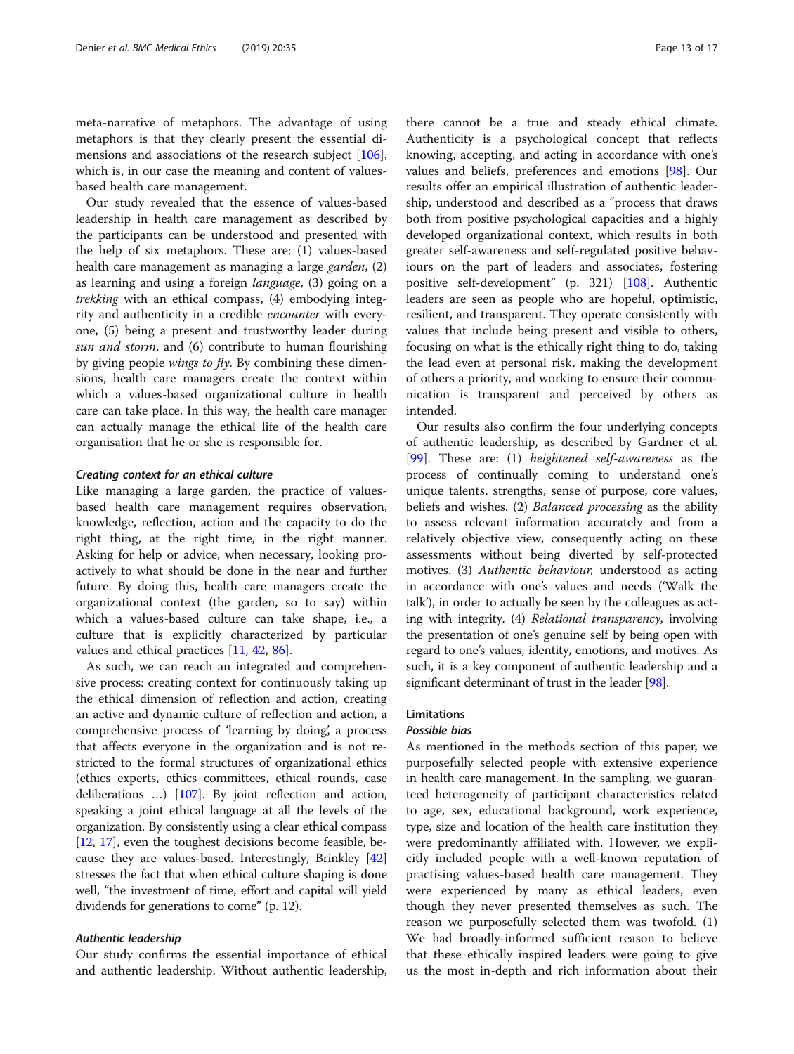meta-narrative of metaphors. The advantage of using metaphors is that they clearly present the essential dimensions and associations of the research subject [106], which is, in our case the meaning and content of values-based health care management.

Our study revealed that the essence of values-based leadership in health care management as described by the participants can be understood and presented with the help of six metaphors. These are: (1) values-based health care management as managing a large *garden*, (2) as learning and using a foreign *language*, (3) going on a *trekking* with an ethical compass, (4) embodying integrity and authenticity in a credible *encounter* with everyone, (5) being a present and trustworthy leader during *sun and storm*, and (6) contribute to human flourishing by giving people *wings to fly*. By combining these dimensions, health care managers create the context within which a values-based organizational culture in health care can take place. In this way, the health care manager can actually manage the ethical life of the health care organisation that he or she is responsible for.

#### *Creating context for an ethical culture*

Like managing a large garden, the practice of values-based health care management requires observation, knowledge, reflection, action and the capacity to do the right thing, at the right time, in the right manner. Asking for help or advice, when necessary, looking proactively to what should be done in the near and further future. By doing this, health care managers create the organizational context (the garden, so to say) within which a values-based culture can take shape, i.e., a culture that is explicitly characterized by particular values and ethical practices [11, 42, 86].

As such, we can reach an integrated and comprehensive process: creating context for continuously taking up the ethical dimension of reflection and action, creating an active and dynamic culture of reflection and action, a comprehensive process of 'learning by doing', a process that affects everyone in the organization and is not restricted to the formal structures of organizational ethics (ethics experts, ethics committees, ethical rounds, case deliberations …) [107]. By joint reflection and action, speaking a joint ethical language at all the levels of the organization. By consistently using a clear ethical compass [12, 17], even the toughest decisions become feasible, because they are values-based. Interestingly, Brinkley [42] stresses the fact that when ethical culture shaping is done well, "the investment of time, effort and capital will yield dividends for generations to come" (p. 12).

#### *Authentic leadership*

Our study confirms the essential importance of ethical and authentic leadership. Without authentic leadership, there cannot be a true and steady ethical climate. Authenticity is a psychological concept that reflects knowing, accepting, and acting in accordance with one's values and beliefs, preferences and emotions [98]. Our results offer an empirical illustration of authentic leadership, understood and described as a "process that draws both from positive psychological capacities and a highly developed organizational context, which results in both greater self-awareness and self-regulated positive behaviours on the part of leaders and associates, fostering positive self-development" (p. 321) [108]. Authentic leaders are seen as people who are hopeful, optimistic, resilient, and transparent. They operate consistently with values that include being present and visible to others, focusing on what is the ethically right thing to do, taking the lead even at personal risk, making the development of others a priority, and working to ensure their communication is transparent and perceived by others as intended.

Our results also confirm the four underlying concepts of authentic leadership, as described by Gardner et al. [99]. These are: (1) *heightened self-awareness* as the process of continually coming to understand one's unique talents, strengths, sense of purpose, core values, beliefs and wishes. (2) *Balanced processing* as the ability to assess relevant information accurately and from a relatively objective view, consequently acting on these assessments without being diverted by self-protected motives. (3) *Authentic behaviour,* understood as acting in accordance with one's values and needs ('Walk the talk'), in order to actually be seen by the colleagues as acting with integrity. (4) *Relational transparency*, involving the presentation of one's genuine self by being open with regard to one's values, identity, emotions, and motives. As such, it is a key component of authentic leadership and a significant determinant of trust in the leader [98].

### Limitations

#### *Possible bias*

As mentioned in the methods section of this paper, we purposefully selected people with extensive experience in health care management. In the sampling, we guaranteed heterogeneity of participant characteristics related to age, sex, educational background, work experience, type, size and location of the health care institution they were predominantly affiliated with. However, we explicitly included people with a well-known reputation of practising values-based health care management. They were experienced by many as ethical leaders, even though they never presented themselves as such. The reason we purposefully selected them was twofold. (1) We had broadly-informed sufficient reason to believe that these ethically inspired leaders were going to give us the most in-depth and rich information about their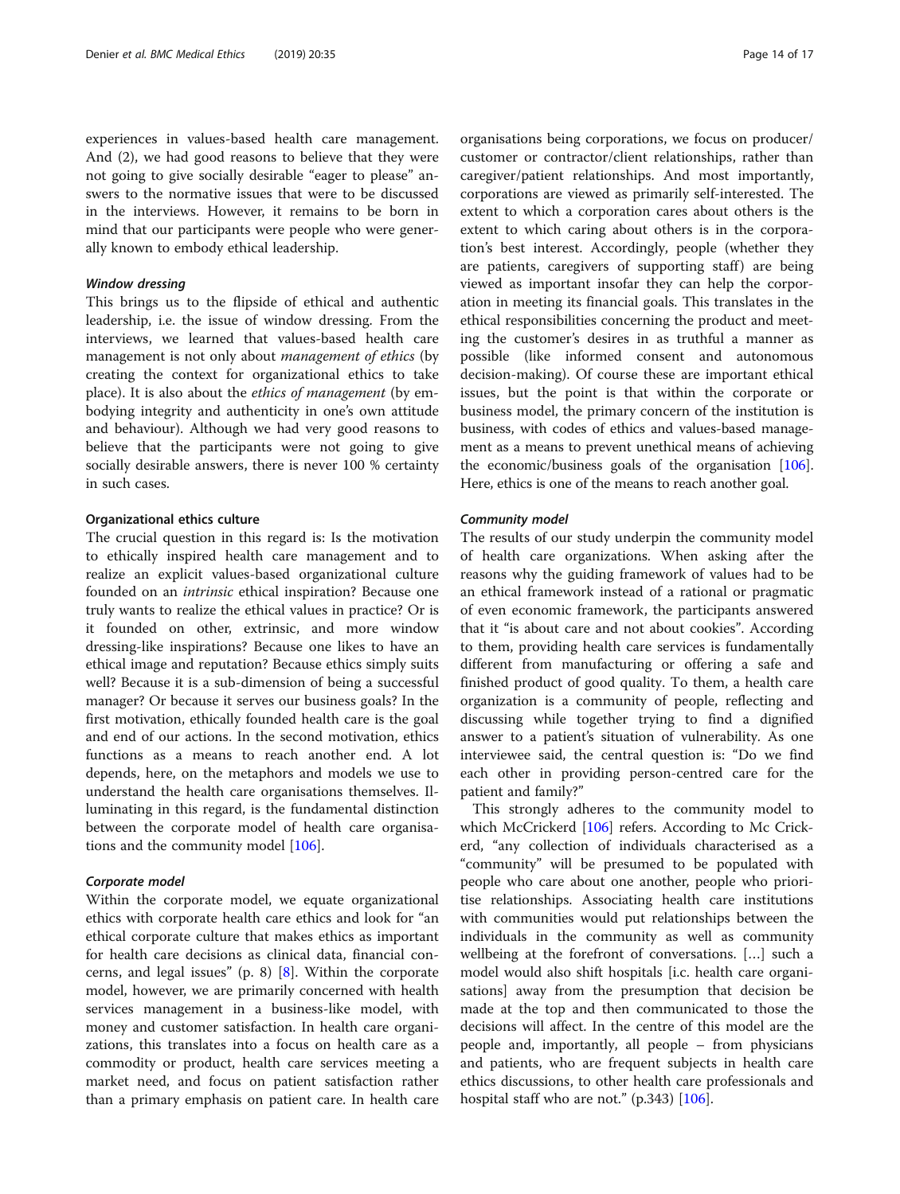experiences in values-based health care management. And (2), we had good reasons to believe that they were not going to give socially desirable "eager to please" answers to the normative issues that were to be discussed in the interviews. However, it remains to be born in mind that our participants were people who were generally known to embody ethical leadership.

#### *Window dressing*

This brings us to the flipside of ethical and authentic leadership, i.e. the issue of window dressing. From the interviews, we learned that values-based health care management is not only about *management of ethics* (by creating the context for organizational ethics to take place). It is also about the *ethics of management* (by embodying integrity and authenticity in one's own attitude and behaviour). Although we had very good reasons to believe that the participants were not going to give socially desirable answers, there is never 100 % certainty in such cases.

### Organizational ethics culture

The crucial question in this regard is: Is the motivation to ethically inspired health care management and to realize an explicit values-based organizational culture founded on an *intrinsic* ethical inspiration? Because one truly wants to realize the ethical values in practice? Or is it founded on other, extrinsic, and more window dressing-like inspirations? Because one likes to have an ethical image and reputation? Because ethics simply suits well? Because it is a sub-dimension of being a successful manager? Or because it serves our business goals? In the first motivation, ethically founded health care is the goal and end of our actions. In the second motivation, ethics functions as a means to reach another end. A lot depends, here, on the metaphors and models we use to understand the health care organisations themselves. Illuminating in this regard, is the fundamental distinction between the corporate model of health care organisations and the community model [106].

#### *Corporate model*

Within the corporate model, we equate organizational ethics with corporate health care ethics and look for "an ethical corporate culture that makes ethics as important for health care decisions as clinical data, financial concerns, and legal issues" (p. 8) [8]. Within the corporate model, however, we are primarily concerned with health services management in a business-like model, with money and customer satisfaction. In health care organizations, this translates into a focus on health care as a commodity or product, health care services meeting a market need, and focus on patient satisfaction rather than a primary emphasis on patient care. In health care organisations being corporations, we focus on producer/customer or contractor/client relationships, rather than caregiver/patient relationships. And most importantly, corporations are viewed as primarily self-interested. The extent to which a corporation cares about others is the extent to which caring about others is in the corporation's best interest. Accordingly, people (whether they are patients, caregivers of supporting staff) are being viewed as important insofar they can help the corporation in meeting its financial goals. This translates in the ethical responsibilities concerning the product and meeting the customer's desires in as truthful a manner as possible (like informed consent and autonomous decision-making). Of course these are important ethical issues, but the point is that within the corporate or business model, the primary concern of the institution is business, with codes of ethics and values-based management as a means to prevent unethical means of achieving the economic/business goals of the organisation [106]. Here, ethics is one of the means to reach another goal.

#### *Community model*

The results of our study underpin the community model of health care organizations. When asking after the reasons why the guiding framework of values had to be an ethical framework instead of a rational or pragmatic of even economic framework, the participants answered that it "is about care and not about cookies". According to them, providing health care services is fundamentally different from manufacturing or offering a safe and finished product of good quality. To them, a health care organization is a community of people, reflecting and discussing while together trying to find a dignified answer to a patient's situation of vulnerability. As one interviewee said, the central question is: "Do we find each other in providing person-centred care for the patient and family?"

This strongly adheres to the community model to which McCrickerd [106] refers. According to Mc Crickerd, "any collection of individuals characterised as a "community" will be presumed to be populated with people who care about one another, people who prioritise relationships. Associating health care institutions with communities would put relationships between the individuals in the community as well as community wellbeing at the forefront of conversations. […] such a model would also shift hospitals [i.e. health care organisations] away from the presumption that decision be made at the top and then communicated to those the decisions will affect. In the centre of this model are the people and, importantly, all people – from physicians and patients, who are frequent subjects in health care ethics discussions, to other health care professionals and hospital staff who are not." (p.343) [106].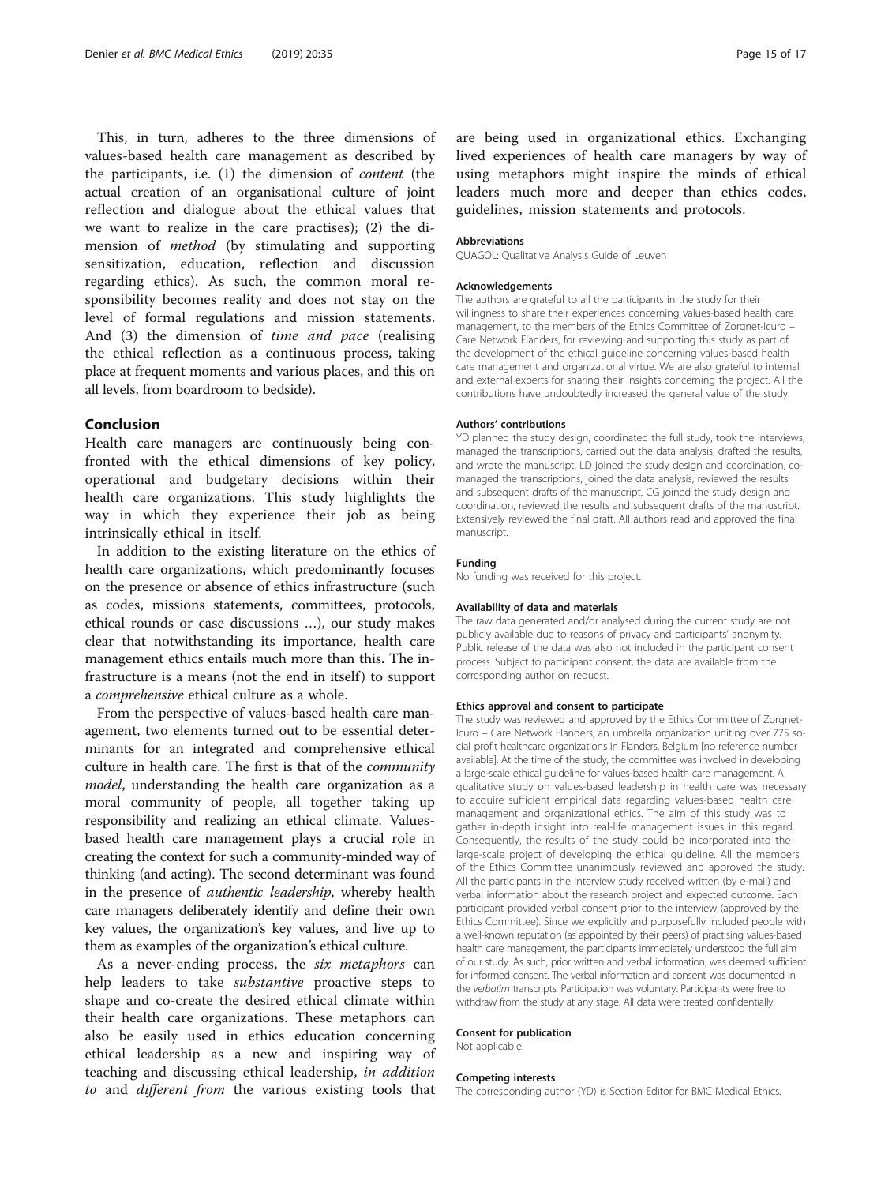This, in turn, adheres to the three dimensions of values-based health care management as described by the participants, i.e. (1) the dimension of *content* (the actual creation of an organisational culture of joint reflection and dialogue about the ethical values that we want to realize in the care practises); (2) the dimension of *method* (by stimulating and supporting sensitization, education, reflection and discussion regarding ethics). As such, the common moral responsibility becomes reality and does not stay on the level of formal regulations and mission statements. And (3) the dimension of *time and pace* (realising the ethical reflection as a continuous process, taking place at frequent moments and various places, and this on all levels, from boardroom to bedside).

## Conclusion

Health care managers are continuously being confronted with the ethical dimensions of key policy, operational and budgetary decisions within their health care organizations. This study highlights the way in which they experience their job as being intrinsically ethical in itself.

In addition to the existing literature on the ethics of health care organizations, which predominantly focuses on the presence or absence of ethics infrastructure (such as codes, missions statements, committees, protocols, ethical rounds or case discussions …), our study makes clear that notwithstanding its importance, health care management ethics entails much more than this. The infrastructure is a means (not the end in itself) to support a *comprehensive* ethical culture as a whole.

From the perspective of values-based health care management, two elements turned out to be essential determinants for an integrated and comprehensive ethical culture in health care. The first is that of the *community model*, understanding the health care organization as a moral community of people, all together taking up responsibility and realizing an ethical climate. Values-based health care management plays a crucial role in creating the context for such a community-minded way of thinking (and acting). The second determinant was found in the presence of *authentic leadership*, whereby health care managers deliberately identify and define their own key values, the organization's key values, and live up to them as examples of the organization's ethical culture.

As a never-ending process, the *six metaphors* can help leaders to take *substantive* proactive steps to shape and co-create the desired ethical climate within their health care organizations. These metaphors can also be easily used in ethics education concerning ethical leadership as a new and inspiring way of teaching and discussing ethical leadership, *in addition to* and *different from* the various existing tools that are being used in organizational ethics. Exchanging lived experiences of health care managers by way of using metaphors might inspire the minds of ethical leaders much more and deeper than ethics codes, guidelines, mission statements and protocols.

#### Abbreviations

QUAGOL: Qualitative Analysis Guide of Leuven

#### Acknowledgements

The authors are grateful to all the participants in the study for their willingness to share their experiences concerning values-based health care management, to the members of the Ethics Committee of Zorgnet-Icuro – Care Network Flanders, for reviewing and supporting this study as part of the development of the ethical guideline concerning values-based health care management and organizational virtue. We are also grateful to internal and external experts for sharing their insights concerning the project. All the contributions have undoubtedly increased the general value of the study.

#### Authors' contributions

YD planned the study design, coordinated the full study, took the interviews, managed the transcriptions, carried out the data analysis, drafted the results, and wrote the manuscript. LD joined the study design and coordination, co-managed the transcriptions, joined the data analysis, reviewed the results and subsequent drafts of the manuscript. CG joined the study design and coordination, reviewed the results and subsequent drafts of the manuscript. Extensively reviewed the final draft. All authors read and approved the final manuscript.

#### Funding

No funding was received for this project.

#### Availability of data and materials

The raw data generated and/or analysed during the current study are not publicly available due to reasons of privacy and participants' anonymity. Public release of the data was also not included in the participant consent process. Subject to participant consent, the data are available from the corresponding author on request.

#### Ethics approval and consent to participate

The study was reviewed and approved by the Ethics Committee of Zorgnet-Icuro – Care Network Flanders, an umbrella organization uniting over 775 social profit healthcare organizations in Flanders, Belgium [no reference number available]. At the time of the study, the committee was involved in developing a large-scale ethical guideline for values-based health care management. A qualitative study on values-based leadership in health care was necessary to acquire sufficient empirical data regarding values-based health care management and organizational ethics. The aim of this study was to gather in-depth insight into real-life management issues in this regard. Consequently, the results of the study could be incorporated into the large-scale project of developing the ethical guideline. All the members of the Ethics Committee unanimously reviewed and approved the study. All the participants in the interview study received written (by e-mail) and verbal information about the research project and expected outcome. Each participant provided verbal consent prior to the interview (approved by the Ethics Committee). Since we explicitly and purposefully included people with a well-known reputation (as appointed by their peers) of practising values-based health care management, the participants immediately understood the full aim of our study. As such, prior written and verbal information, was deemed sufficient for informed consent. The verbal information and consent was documented in the *verbatim* transcripts. Participation was voluntary. Participants were free to withdraw from the study at any stage. All data were treated confidentially.

#### Consent for publication

Not applicable.

#### Competing interests

The corresponding author (YD) is Section Editor for BMC Medical Ethics.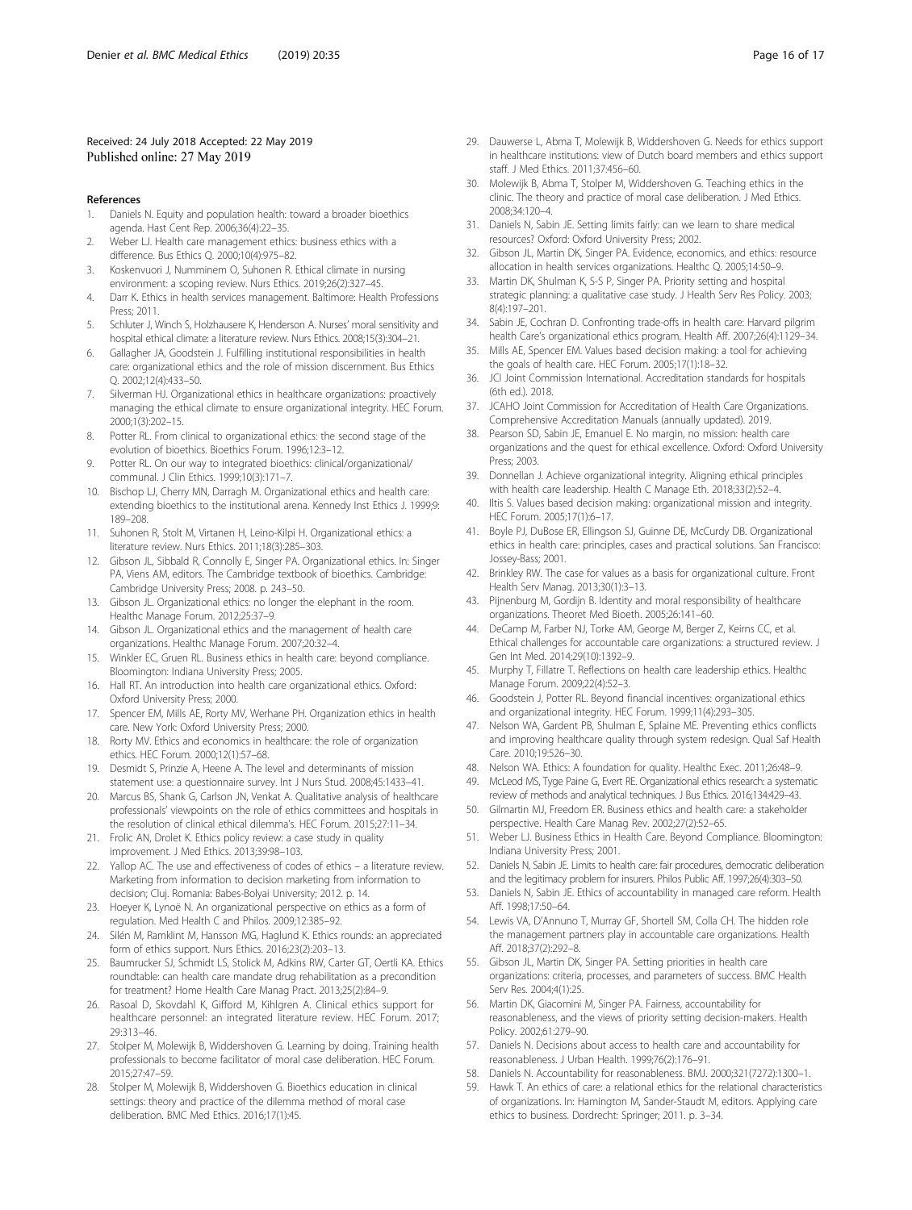Received: 24 July 2018 Accepted: 22 May 2019
Published online: 27 May 2019

## References

1. Daniels N. Equity and population health: toward a broader bioethics agenda. Hast Cent Rep. 2006;36(4):22–35.
2. Weber LJ. Health care management ethics: business ethics with a difference. Bus Ethics Q. 2000;10(4):975–82.
3. Koskenvuori J, Numminem O, Suhonen R. Ethical climate in nursing environment: a scoping review. Nurs Ethics. 2019;26(2):327–45.
4. Darr K. Ethics in health services management. Baltimore: Health Professions Press; 2011.
5. Schluter J, Winch S, Holzhausere K, Henderson A. Nurses' moral sensitivity and hospital ethical climate: a literature review. Nurs Ethics. 2008;15(3):304–21.
6. Gallagher JA, Goodstein J. Fulfilling institutional responsibilities in health care: organizational ethics and the role of mission discernment. Bus Ethics Q. 2002;12(4):433–50.
7. Silverman HJ. Organizational ethics in healthcare organizations: proactively managing the ethical climate to ensure organizational integrity. HEC Forum. 2000;1(3):202–15.
8. Potter RL. From clinical to organizational ethics: the second stage of the evolution of bioethics. Bioethics Forum. 1996;12:3–12.
9. Potter RL. On our way to integrated bioethics: clinical/organizational/communal. J Clin Ethics. 1999;10(3):171–7.
10. Bischop LJ, Cherry MN, Darragh M. Organizational ethics and health care: extending bioethics to the institutional arena. Kennedy Inst Ethics J. 1999;9:189–208.
11. Suhonen R, Stolt M, Virtanen H, Leino-Kilpi H. Organizational ethics: a literature review. Nurs Ethics. 2011;18(3):285–303.
12. Gibson JL, Sibbald R, Connolly E, Singer PA. Organizational ethics. In: Singer PA, Viens AM, editors. The Cambridge textbook of bioethics. Cambridge: Cambridge University Press; 2008. p. 243–50.
13. Gibson JL. Organizational ethics: no longer the elephant in the room. Healthc Manage Forum. 2012;25:37–9.
14. Gibson JL. Organizational ethics and the management of health care organizations. Healthc Manage Forum. 2007;20:32–4.
15. Winkler EC, Gruen RL. Business ethics in health care: beyond compliance. Bloomington: Indiana University Press; 2005.
16. Hall RT. An introduction into health care organizational ethics. Oxford: Oxford University Press; 2000.
17. Spencer EM, Mills AE, Rorty MV, Werhane PH. Organization ethics in health care. New York: Oxford University Press; 2000.
18. Rorty MV. Ethics and economics in healthcare: the role of organization ethics. HEC Forum. 2000;12(1):57–68.
19. Desmidt S, Prinzie A, Heene A. The level and determinants of mission statement use: a questionnaire survey. Int J Nurs Stud. 2008;45:1433–41.
20. Marcus BS, Shank G, Carlson JN, Venkat A. Qualitative analysis of healthcare professionals' viewpoints on the role of ethics committees and hospitals in the resolution of clinical ethical dilemma's. HEC Forum. 2015;27:11–34.
21. Frolic AN, Drolet K. Ethics policy review: a case study in quality improvement. J Med Ethics. 2013;39:98–103.
22. Yallop AC. The use and effectiveness of codes of ethics – a literature review. Marketing from information to decision marketing from information to decision; Cluj. Romania: Babes-Bolyai University; 2012. p. 14.
23. Hoeyer K, Lynoë N. An organizational perspective on ethics as a form of regulation. Med Health C and Philos. 2009;12:385–92.
24. Silén M, Ramklint M, Hansson MG, Haglund K. Ethics rounds: an appreciated form of ethics support. Nurs Ethics. 2016;23(2):203–13.
25. Baumrucker SJ, Schmidt LS, Stolick M, Adkins RW, Carter GT, Oertli KA. Ethics roundtable: can health care mandate drug rehabilitation as a precondition for treatment? Home Health Care Manag Pract. 2013;25(2):84–9.
26. Rasoal D, Skovdahl K, Gifford M, Kihlgren A. Clinical ethics support for healthcare personnel: an integrated literature review. HEC Forum. 2017;29:313–46.
27. Stolper M, Molewijk B, Widdershoven G. Learning by doing. Training health professionals to become facilitator of moral case deliberation. HEC Forum. 2015;27:47–59.
28. Stolper M, Molewijk B, Widdershoven G. Bioethics education in clinical settings: theory and practice of the dilemma method of moral case deliberation. BMC Med Ethics. 2016;17(1):45.
29. Dauwerse L, Abma T, Molewijk B, Widdershoven G. Needs for ethics support in healthcare institutions: view of Dutch board members and ethics support staff. J Med Ethics. 2011;37:456–60.
30. Molewijk B, Abma T, Stolper M, Widdershoven G. Teaching ethics in the clinic. The theory and practice of moral case deliberation. J Med Ethics. 2008;34:120–4.
31. Daniels N, Sabin JE. Setting limits fairly: can we learn to share medical resources? Oxford: Oxford University Press; 2002.
32. Gibson JL, Martin DK, Singer PA. Evidence, economics, and ethics: resource allocation in health services organizations. Healthc Q. 2005;14:50–9.
33. Martin DK, Shulman K, S-S P, Singer PA. Priority setting and hospital strategic planning: a qualitative case study. J Health Serv Res Policy. 2003;8(4):197–201.
34. Sabin JE, Cochran D. Confronting trade-offs in health care: Harvard pilgrim health Care's organizational ethics program. Health Aff. 2007;26(4):1129–34.
35. Mills AE, Spencer EM. Values based decision making: a tool for achieving the goals of health care. HEC Forum. 2005;17(1):18–32.
36. JCI Joint Commission International. Accreditation standards for hospitals (6th ed.). 2018.
37. JCAHO Joint Commission for Accreditation of Health Care Organizations. Comprehensive Accreditation Manuals (annually updated). 2019.
38. Pearson SD, Sabin JE, Emanuel E. No margin, no mission: health care organizations and the quest for ethical excellence. Oxford: Oxford University Press; 2003.
39. Donnellan J. Achieve organizational integrity. Aligning ethical principles with health care leadership. Health C Manage Eth. 2018;33(2):52–4.
40. Iltis S. Values based decision making: organizational mission and integrity. HEC Forum. 2005;17(1):6–17.
41. Boyle PJ, DuBose ER, Ellingson SJ, Guinne DE, McCurdy DB. Organizational ethics in health care: principles, cases and practical solutions. San Francisco: Jossey-Bass; 2001.
42. Brinkley RW. The case for values as a basis for organizational culture. Front Health Serv Manag. 2013;30(1):3–13.
43. Pijnenburg M, Gordijn B. Identity and moral responsibility of healthcare organizations. Theoret Med Bioeth. 2005;26:141–60.
44. DeCamp M, Farber NJ, Torke AM, George M, Berger Z, Keirns CC, et al. Ethical challenges for accountable care organizations: a structured review. J Gen Int Med. 2014;29(10):1392–9.
45. Murphy T, Fillatre T. Reflections on health care leadership ethics. Healthc Manage Forum. 2009;22(4):52–3.
46. Goodstein J, Potter RL. Beyond financial incentives: organizational ethics and organizational integrity. HEC Forum. 1999;11(4):293–305.
47. Nelson WA, Gardent PB, Shulman E, Splaine ME. Preventing ethics conflicts and improving healthcare quality through system redesign. Qual Saf Health Care. 2010;19:526–30.
48. Nelson WA. Ethics: A foundation for quality. Healthc Exec. 2011;26:48–9.
49. McLeod MS, Tyge Paine G, Evert RE. Organizational ethics research: a systematic review of methods and analytical techniques. J Bus Ethics. 2016;134:429–43.
50. Gilmartin MJ, Freedom ER. Business ethics and health care: a stakeholder perspective. Health Care Manag Rev. 2002;27(2):52–65.
51. Weber LJ. Business Ethics in Health Care. Beyond Compliance. Bloomington: Indiana University Press; 2001.
52. Daniels N, Sabin JE. Limits to health care: fair procedures, democratic deliberation and the legitimacy problem for insurers. Philos Public Aff. 1997;26(4):303–50.
53. Daniels N, Sabin JE. Ethics of accountability in managed care reform. Health Aff. 1998;17:50–64.
54. Lewis VA, D'Annuno T, Murray GF, Shortell SM, Colla CH. The hidden role the management partners play in accountable care organizations. Health Aff. 2018;37(2):292–8.
55. Gibson JL, Martin DK, Singer PA. Setting priorities in health care organizations: criteria, processes, and parameters of success. BMC Health Serv Res. 2004;4(1):25.
56. Martin DK, Giacomini M, Singer PA. Fairness, accountability for reasonableness, and the views of priority setting decision-makers. Health Policy. 2002;61:279–90.
57. Daniels N. Decisions about access to health care and accountability for reasonableness. J Urban Health. 1999;76(2):176–91.
58. Daniels N. Accountability for reasonableness. BMJ. 2000;321(7272):1300–1.
59. Hawk T. An ethics of care: a relational ethics for the relational characteristics of organizations. In: Hamington M, Sander-Staudt M, editors. Applying care ethics to business. Dordrecht: Springer; 2011. p. 3–34.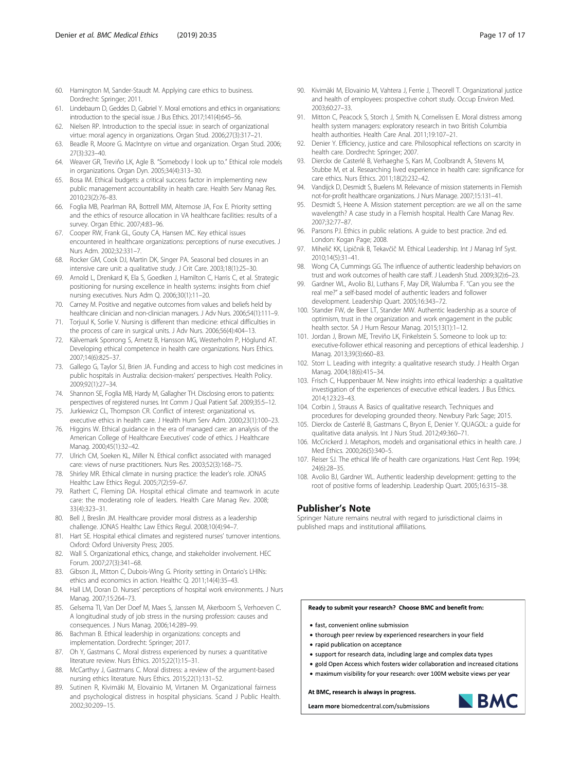60. Hamington M, Sander-Staudt M. Applying care ethics to business. Dordrecht: Springer; 2011.
61. Lindebaum D, Geddes D, Gabriel Y. Moral emotions and ethics in organisations: introduction to the special issue. J Bus Ethics. 2017;141(4):645–56.
62. Nielsen RP. Introduction to the special issue: in search of organizational virtue: moral agency in organizations. Organ Stud. 2006;27(3):317–21.
63. Beadle R, Moore G. MacIntyre on virtue and organization. Organ Stud. 2006; 27(3):323–40.
64. Weaver GR, Treviño LK, Agle B. "Somebody I look up to." Ethical role models in organizations. Organ Dyn. 2005;34(4):313–30.
65. Bosa IM. Ethical budgets: a critical success factor in implementing new public management accountability in health care. Health Serv Manag Res. 2010;23(2):76–83.
66. Foglia MB, Pearlman RA, Bottrell MM, Altemose JA, Fox E. Priority setting and the ethics of resource allocation in VA healthcare facilities: results of a survey. Organ Ethic. 2007;4:83–96.
67. Cooper RW, Frank GL, Gouty CA, Hansen MC. Key ethical issues encountered in healthcare organizations: perceptions of nurse executives. J Nurs Adm. 2002;32:331–7.
68. Rocker GM, Cook DJ, Martin DK, Singer PA. Seasonal bed closures in an intensive care unit: a qualitative study. J Crit Care. 2003;18(1):25–30.
69. Arnold L, Drenkard K, Ela S, Goedken J, Hamilton C, Harris C, et al. Strategic positioning for nursing excellence in health systems: insights from chief nursing executives. Nurs Adm Q. 2006;30(1):11–20.
70. Carney M. Positive and negative outcomes from values and beliefs held by healthcare clinician and non-clinician managers. J Adv Nurs. 2006;54(1):111–9.
71. Torjuul K, Sorlie V. Nursing is different than medicine: ethical difficulties in the process of care in surgical units. J Adv Nurs. 2006;56(4):404–13.
72. Kälvemark Sporrong S, Arnetz B, Hansson MG, Westerholm P, Höglund AT. Developing ethical competence in health care organizations. Nurs Ethics. 2007;14(6):825–37.
73. Gallego G, Taylor SJ, Brien JA. Funding and access to high cost medicines in public hospitals in Australia: decision-makers' perspectives. Health Policy. 2009;92(1):27–34.
74. Shannon SE, Foglia MB, Hardy M, Gallagher TH. Disclosing errors to patients: perspectives of registered nurses. Int Comm J Qual Patient Saf. 2009;35:5–12.
75. Jurkiewicz CL, Thompson CR. Conflict of interest: organizational vs. executive ethics in health care. J Health Hum Serv Adm. 2000;23(1):100–23.
76. Higgins W. Ethical guidance in the era of managed care: an analysis of the American College of Healthcare Executives' code of ethics. J Healthcare Manag. 2000;45(1):32–42.
77. Ulrich CM, Soeken KL, Miller N. Ethical conflict associated with managed care: views of nurse practitioners. Nurs Res. 2003;52(3):168–75.
78. Shirley MR. Ethical climate in nursing practice: the leader's role. JONAS Healthc Law Ethics Regul. 2005;7(2):59–67.
79. Rathert C, Fleming DA. Hospital ethical climate and teamwork in acute care: the moderating role of leaders. Health Care Manag Rev. 2008; 33(4):323–31.
80. Bell J, Breslin JM. Healthcare provider moral distress as a leadership challenge. JONAS Healthc Law Ethics Regul. 2008;10(4):94–7.
81. Hart SE. Hospital ethical climates and registered nurses' turnover intentions. Oxford: Oxford University Press; 2005.
82. Wall S. Organizational ethics, change, and stakeholder involvement. HEC Forum. 2007;27(3):341–68.
83. Gibson JL, Mitton C, Dubois-Wing G. Priority setting in Ontario's LHINs: ethics and economics in action. Healthc Q. 2011;14(4):35–43.
84. Hall LM, Doran D. Nurses' perceptions of hospital work environments. J Nurs Manag. 2007;15:264–73.
85. Gelsema TI, Van Der Doef M, Maes S, Janssen M, Akerboom S, Verhoeven C. A longitudinal study of job stress in the nursing profession: causes and consequences. J Nurs Manag. 2006;14:289–99.
86. Bachman B. Ethical leadership in organizations: concepts and implementation. Dordrecht: Springer; 2017.
87. Oh Y, Gastmans C. Moral distress experienced by nurses: a quantitative literature review. Nurs Ethics. 2015;22(1):15–31.
88. McCarthyy J, Gastmans C. Moral distress: a review of the argument-based nursing ethics literature. Nurs Ethics. 2015;22(1):131–52.
89. Sutinen R, Kivimäki M, Elovainio M, Virtanen M. Organizational fairness and psychological distress in hospital physicians. Scand J Public Health. 2002;30:209–15.
90. Kivimäki M, Elovainio M, Vahtera J, Ferrie J, Theorell T. Organizational justice and health of employees: prospective cohort study. Occup Environ Med. 2003;60:27–33.
91. Mitton C, Peacock S, Storch J, Smith N, Cornelissen E. Moral distress among health system managers: exploratory research in two British Columbia health authorities. Health Care Anal. 2011;19:107–21.
92. Denier Y. Efficiency, justice and care. Philosophical reflections on scarcity in health care. Dordrecht: Springer; 2007.
93. Dierckx de Casterlé B, Verhaeghe S, Kars M, Coolbrandt A, Stevens M, Stubbe M, et al. Researching lived experience in health care: significance for care ethics. Nurs Ethics. 2011;18(2):232–42.
94. Vandijck D, Desmidt S, Buelens M. Relevance of mission statements in Flemish not-for-profit healthcare organizations. J Nurs Manage. 2007;15:131–41.
95. Desmidt S, Heene A. Mission statement perception: are we all on the same wavelength? A case study in a Flemish hospital. Health Care Manag Rev. 2007;32:77–87.
96. Parsons PJ. Ethics in public relations. A guide to best practice. 2nd ed. London: Kogan Page; 2008.
97. Mihelič KK, Lipičnik B, Tekavčič M. Ethical Leadership. Int J Manag Inf Syst. 2010;14(5):31–41.
98. Wong CA, Cummings GG. The influence of authentic leadership behaviors on trust and work outcomes of health care staff. J Leadersh Stud. 2009;3(2):6–23.
99. Gardner WL, Avolio BJ, Luthans F, May DR, Walumba F. "Can you see the real me?" a self-based model of authentic leaders and follower development. Leadership Quart. 2005;16:343–72.
100. Stander FW, de Beer LT, Stander MW. Authentic leadership as a source of optimism, trust in the organization and work engagement in the public health sector. SA J Hum Resour Manag. 2015;13(1):1–12.
101. Jordan J, Brown ME, Treviño LK, Finkelstein S. Someone to look up to: executive-follower ethical reasoning and perceptions of ethical leadership. J Manag. 2013;39(3):660–83.
102. Storr L. Leading with integrity: a qualitative research study. J Health Organ Manag. 2004;18(6):415–34.
103. Frisch C, Huppenbauer M. New insights into ethical leadership: a qualitative investigation of the experiences of executive ethical leaders. J Bus Ethics. 2014;123:23–43.
104. Corbin J, Strauss A. Basics of qualitative research. Techniques and procedures for developing grounded theory. Newbury Park: Sage; 2015.
105. Dierckx de Casterlé B, Gastmans C, Bryon E, Denier Y. QUAGOL: a guide for qualitative data analysis. Int J Nurs Stud. 2012;49:360–71.
106. McCrickerd J. Metaphors, models and organisational ethics in health care. J Med Ethics. 2000;26(5):340–5.
107. Reiser SJ. The ethical life of health care organizations. Hast Cent Rep. 1994; 24(6):28–35.
108. Avolio BJ, Gardner WL. Authentic leadership development: getting to the root of positive forms of leadership. Leadership Quart. 2005;16:315–38.

## Publisher's Note

Springer Nature remains neutral with regard to jurisdictional claims in published maps and institutional affiliations.

**Ready to submit your research? Choose BMC and benefit from:**

- fast, convenient online submission
- thorough peer review by experienced researchers in your field
- rapid publication on acceptance
- support for research data, including large and complex data types
- gold Open Access which fosters wider collaboration and increased citations
- maximum visibility for your research: over 100M website views per year

**At BMC, research is always in progress.**

**Learn more** biomedcentral.com/submissions

BMC